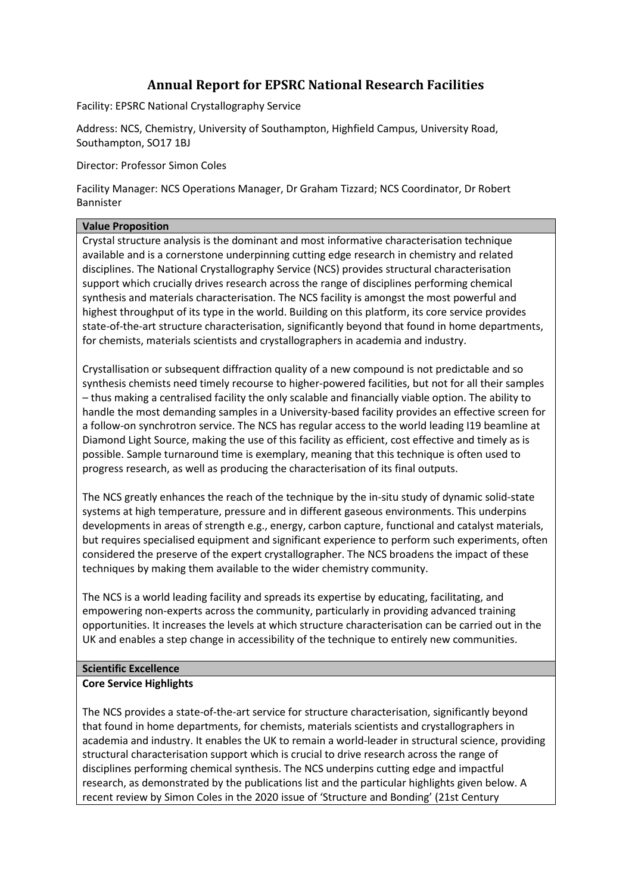# Annual Report for EPSRC National Research Facilities

Facility: EPSRC National Crystallography Service

Address: NCS, Chemistry, University of Southampton, Highfield Campus, University Road, Southampton, SO17 1BJ

Director: Professor Simon Coles

Facility Manager: NCS Operations Manager, Dr Graham Tizzard; NCS Coordinator, Dr Robert Bannister

## Value Proposition

Crystal structure analysis is the dominant and most informative characterisation technique available and is a cornerstone underpinning cutting edge research in chemistry and related disciplines. The National Crystallography Service (NCS) provides structural characterisation support which crucially drives research across the range of disciplines performing chemical synthesis and materials characterisation. The NCS facility is amongst the most powerful and highest throughput of its type in the world. Building on this platform, its core service provides state-of-the-art structure characterisation, significantly beyond that found in home departments, for chemists, materials scientists and crystallographers in academia and industry.

Crystallisation or subsequent diffraction quality of a new compound is not predictable and so synthesis chemists need timely recourse to higher-powered facilities, but not for all their samples – thus making a centralised facility the only scalable and financially viable option. The ability to handle the most demanding samples in a University-based facility provides an effective screen for a follow-on synchrotron service. The NCS has regular access to the world leading I19 beamline at Diamond Light Source, making the use of this facility as efficient, cost effective and timely as is possible. Sample turnaround time is exemplary, meaning that this technique is often used to progress research, as well as producing the characterisation of its final outputs.

The NCS greatly enhances the reach of the technique by the in-situ study of dynamic solid-state systems at high temperature, pressure and in different gaseous environments. This underpins developments in areas of strength e.g., energy, carbon capture, functional and catalyst materials, but requires specialised equipment and significant experience to perform such experiments, often considered the preserve of the expert crystallographer. The NCS broadens the impact of these techniques by making them available to the wider chemistry community.

The NCS is a world leading facility and spreads its expertise by educating, facilitating, and empowering non-experts across the community, particularly in providing advanced training opportunities. It increases the levels at which structure characterisation can be carried out in the UK and enables a step change in accessibility of the technique to entirely new communities.

## Scientific Excellence

### Core Service Highlights

The NCS provides a state-of-the-art service for structure characterisation, significantly beyond that found in home departments, for chemists, materials scientists and crystallographers in academia and industry. It enables the UK to remain a world-leader in structural science, providing structural characterisation support which is crucial to drive research across the range of disciplines performing chemical synthesis. The NCS underpins cutting edge and impactful research, as demonstrated by the publications list and the particular highlights given below. A recent review by Simon Coles in the 2020 issue of 'Structure and Bonding' (21st Century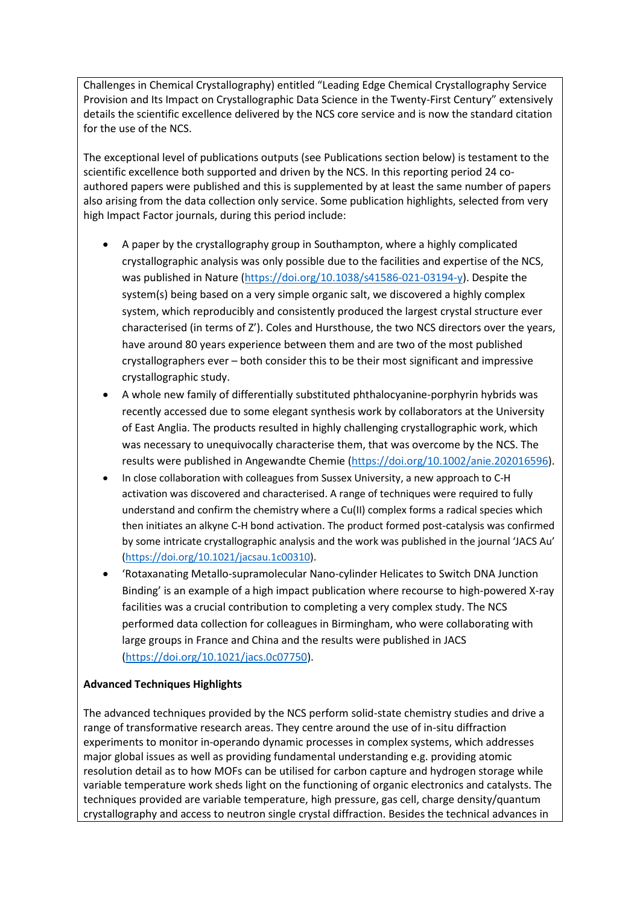Challenges in Chemical Crystallography) entitled “Leading Edge Chemical Crystallography Service Provision and Its Impact on Crystallographic Data Science in the Twenty-First Century” extensively details the scientific excellence delivered by the NCS core service and is now the standard citation for the use of the NCS.

The exceptional level of publications outputs (see Publications section below) is testament to the scientific excellence both supported and driven by the NCS. In this reporting period 24 co-authored papers were published and this is supplemented by at least the same number of papers also arising from the data collection only service. Some publication highlights, selected from very high Impact Factor journals, during this period include:

- A paper by the crystallography group in Southampton, where a highly complicated crystallographic analysis was only possible due to the facilities and expertise of the NCS, was published in Nature (https://doi.org/10.1038/s41586-021-03194-y). Despite the system(s) being based on a very simple organic salt, we discovered a highly complex system, which reproducibly and consistently produced the largest crystal structure ever characterised (in terms of Z’). Coles and Hursthouse, the two NCS directors over the years, have around 80 years experience between them and are two of the most published crystallographers ever – both consider this to be their most significant and impressive crystallographic study.
- A whole new family of differentially substituted phthalocyanine-porphyrin hybrids was recently accessed due to some elegant synthesis work by collaborators at the University of East Anglia. The products resulted in highly challenging crystallographic work, which was necessary to unequivocally characterise them, that was overcome by the NCS. The results were published in Angewandte Chemie (https://doi.org/10.1002/anie.202016596).
- In close collaboration with colleagues from Sussex University, a new approach to C-H activation was discovered and characterised. A range of techniques were required to fully understand and confirm the chemistry where a Cu(II) complex forms a radical species which then initiates an alkyne C-H bond activation. The product formed post-catalysis was confirmed by some intricate crystallographic analysis and the work was published in the journal ‘JACS Au’ (https://doi.org/10.1021/jacsau.1c00310).
- ‘Rotaxanating Metallo-supramolecular Nano-cylinder Helicates to Switch DNA Junction Binding’ is an example of a high impact publication where recourse to high-powered X-ray facilities was a crucial contribution to completing a very complex study. The NCS performed data collection for colleagues in Birmingham, who were collaborating with large groups in France and China and the results were published in JACS (https://doi.org/10.1021/jacs.0c07750).

**Advanced Techniques Highlights**

The advanced techniques provided by the NCS perform solid-state chemistry studies and drive a range of transformative research areas. They centre around the use of in-situ diffraction experiments to monitor in-operando dynamic processes in complex systems, which addresses major global issues as well as providing fundamental understanding e.g. providing atomic resolution detail as to how MOFs can be utilised for carbon capture and hydrogen storage while variable temperature work sheds light on the functioning of organic electronics and catalysts. The techniques provided are variable temperature, high pressure, gas cell, charge density/quantum crystallography and access to neutron single crystal diffraction. Besides the technical advances in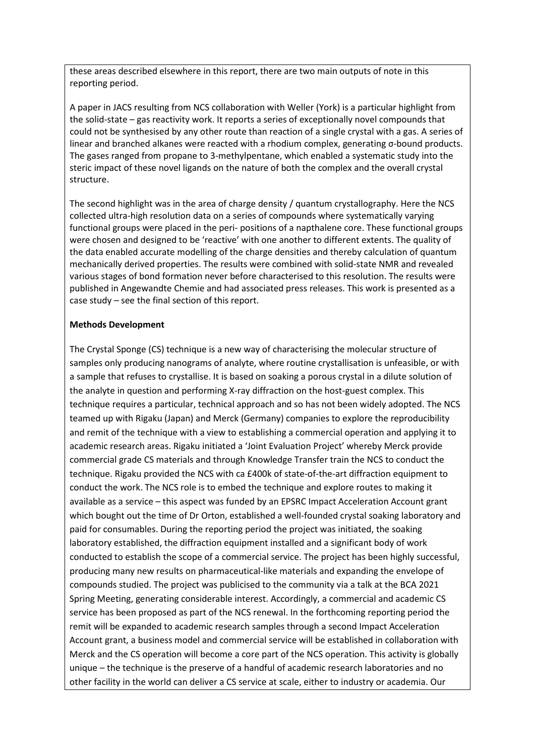these areas described elsewhere in this report, there are two main outputs of note in this reporting period.

A paper in JACS resulting from NCS collaboration with Weller (York) is a particular highlight from the solid-state – gas reactivity work. It reports a series of exceptionally novel compounds that could not be synthesised by any other route than reaction of a single crystal with a gas. A series of linear and branched alkanes were reacted with a rhodium complex, generating σ-bound products. The gases ranged from propane to 3-methylpentane, which enabled a systematic study into the steric impact of these novel ligands on the nature of both the complex and the overall crystal structure.

The second highlight was in the area of charge density / quantum crystallography. Here the NCS collected ultra-high resolution data on a series of compounds where systematically varying functional groups were placed in the peri- positions of a napthalene core. These functional groups were chosen and designed to be 'reactive' with one another to different extents. The quality of the data enabled accurate modelling of the charge densities and thereby calculation of quantum mechanically derived properties. The results were combined with solid-state NMR and revealed various stages of bond formation never before characterised to this resolution. The results were published in Angewandte Chemie and had associated press releases. This work is presented as a case study – see the final section of this report.

**Methods Development**

The Crystal Sponge (CS) technique is a new way of characterising the molecular structure of samples only producing nanograms of analyte, where routine crystallisation is unfeasible, or with a sample that refuses to crystallise. It is based on soaking a porous crystal in a dilute solution of the analyte in question and performing X-ray diffraction on the host-guest complex. This technique requires a particular, technical approach and so has not been widely adopted. The NCS teamed up with Rigaku (Japan) and Merck (Germany) companies to explore the reproducibility and remit of the technique with a view to establishing a commercial operation and applying it to academic research areas. Rigaku initiated a 'Joint Evaluation Project' whereby Merck provide commercial grade CS materials and through Knowledge Transfer train the NCS to conduct the technique. Rigaku provided the NCS with ca £400k of state-of-the-art diffraction equipment to conduct the work. The NCS role is to embed the technique and explore routes to making it available as a service – this aspect was funded by an EPSRC Impact Acceleration Account grant which bought out the time of Dr Orton, established a well-founded crystal soaking laboratory and paid for consumables. During the reporting period the project was initiated, the soaking laboratory established, the diffraction equipment installed and a significant body of work conducted to establish the scope of a commercial service. The project has been highly successful, producing many new results on pharmaceutical-like materials and expanding the envelope of compounds studied. The project was publicised to the community via a talk at the BCA 2021 Spring Meeting, generating considerable interest. Accordingly, a commercial and academic CS service has been proposed as part of the NCS renewal. In the forthcoming reporting period the remit will be expanded to academic research samples through a second Impact Acceleration Account grant, a business model and commercial service will be established in collaboration with Merck and the CS operation will become a core part of the NCS operation. This activity is globally unique – the technique is the preserve of a handful of academic research laboratories and no other facility in the world can deliver a CS service at scale, either to industry or academia. Our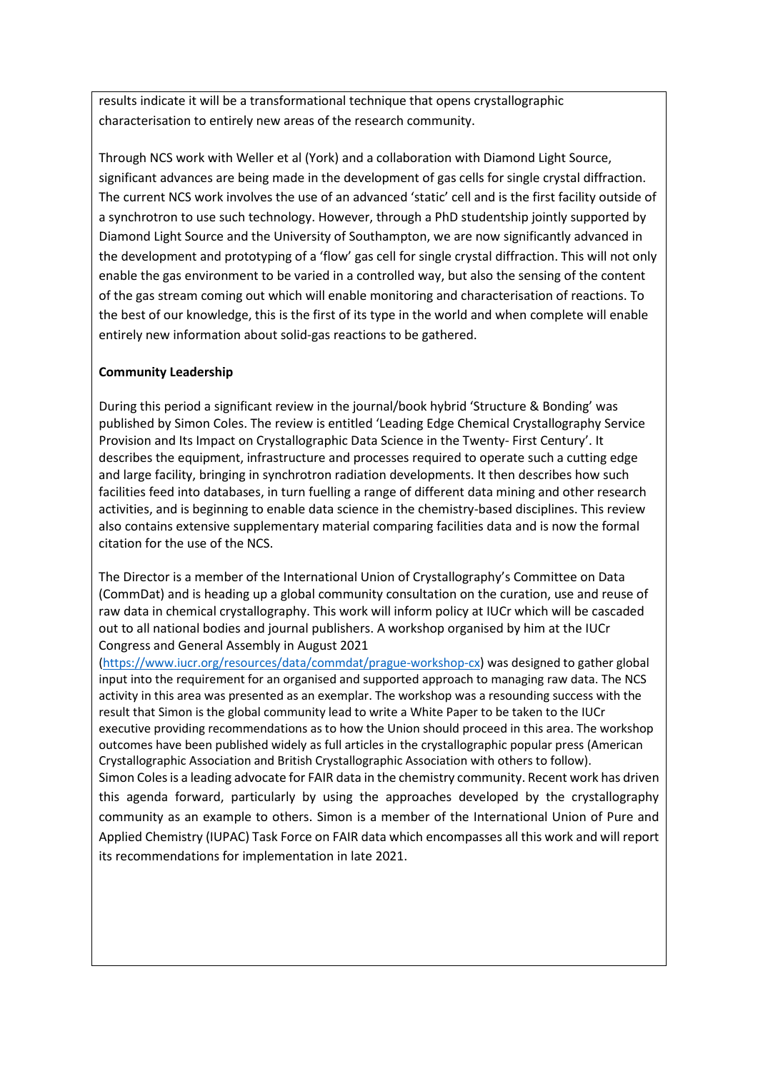results indicate it will be a transformational technique that opens crystallographic characterisation to entirely new areas of the research community.

Through NCS work with Weller et al (York) and a collaboration with Diamond Light Source, significant advances are being made in the development of gas cells for single crystal diffraction. The current NCS work involves the use of an advanced 'static' cell and is the first facility outside of a synchrotron to use such technology. However, through a PhD studentship jointly supported by Diamond Light Source and the University of Southampton, we are now significantly advanced in the development and prototyping of a 'flow' gas cell for single crystal diffraction. This will not only enable the gas environment to be varied in a controlled way, but also the sensing of the content of the gas stream coming out which will enable monitoring and characterisation of reactions. To the best of our knowledge, this is the first of its type in the world and when complete will enable entirely new information about solid-gas reactions to be gathered.

**Community Leadership**

During this period a significant review in the journal/book hybrid 'Structure & Bonding' was published by Simon Coles. The review is entitled 'Leading Edge Chemical Crystallography Service Provision and Its Impact on Crystallographic Data Science in the Twenty- First Century'. It describes the equipment, infrastructure and processes required to operate such a cutting edge and large facility, bringing in synchrotron radiation developments. It then describes how such facilities feed into databases, in turn fuelling a range of different data mining and other research activities, and is beginning to enable data science in the chemistry-based disciplines. This review also contains extensive supplementary material comparing facilities data and is now the formal citation for the use of the NCS.

The Director is a member of the International Union of Crystallography's Committee on Data (CommDat) and is heading up a global community consultation on the curation, use and reuse of raw data in chemical crystallography. This work will inform policy at IUCr which will be cascaded out to all national bodies and journal publishers. A workshop organised by him at the IUCr Congress and General Assembly in August 2021 (https://www.iucr.org/resources/data/commdat/prague-workshop-cx) was designed to gather global input into the requirement for an organised and supported approach to managing raw data. The NCS activity in this area was presented as an exemplar. The workshop was a resounding success with the result that Simon is the global community lead to write a White Paper to be taken to the IUCr executive providing recommendations as to how the Union should proceed in this area. The workshop outcomes have been published widely as full articles in the crystallographic popular press (American Crystallographic Association and British Crystallographic Association with others to follow).

Simon Coles is a leading advocate for FAIR data in the chemistry community. Recent work has driven this agenda forward, particularly by using the approaches developed by the crystallography community as an example to others. Simon is a member of the International Union of Pure and Applied Chemistry (IUPAC) Task Force on FAIR data which encompasses all this work and will report its recommendations for implementation in late 2021.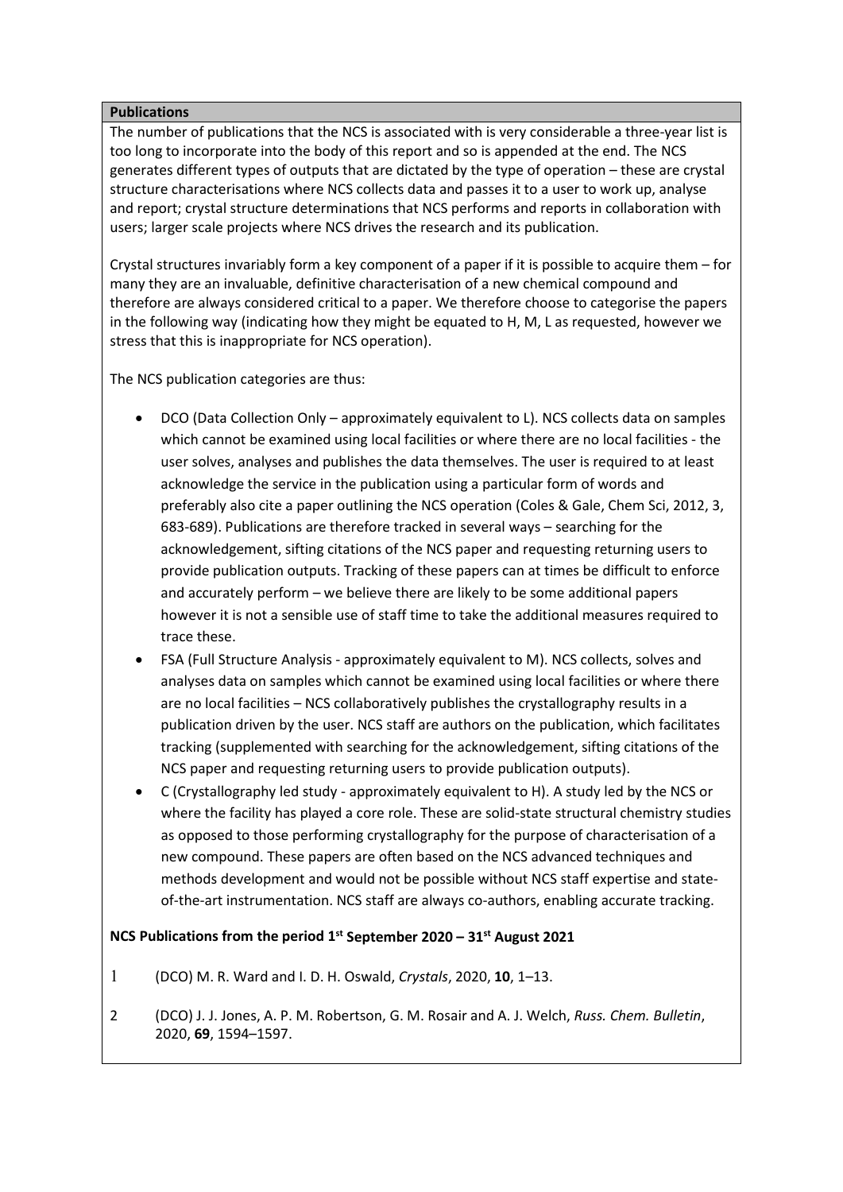## Publications

The number of publications that the NCS is associated with is very considerable a three-year list is too long to incorporate into the body of this report and so is appended at the end. The NCS generates different types of outputs that are dictated by the type of operation – these are crystal structure characterisations where NCS collects data and passes it to a user to work up, analyse and report; crystal structure determinations that NCS performs and reports in collaboration with users; larger scale projects where NCS drives the research and its publication.

Crystal structures invariably form a key component of a paper if it is possible to acquire them – for many they are an invaluable, definitive characterisation of a new chemical compound and therefore are always considered critical to a paper. We therefore choose to categorise the papers in the following way (indicating how they might be equated to H, M, L as requested, however we stress that this is inappropriate for NCS operation).

The NCS publication categories are thus:

- DCO (Data Collection Only – approximately equivalent to L). NCS collects data on samples which cannot be examined using local facilities or where there are no local facilities - the user solves, analyses and publishes the data themselves. The user is required to at least acknowledge the service in the publication using a particular form of words and preferably also cite a paper outlining the NCS operation (Coles & Gale, Chem Sci, 2012, 3, 683-689). Publications are therefore tracked in several ways – searching for the acknowledgement, sifting citations of the NCS paper and requesting returning users to provide publication outputs. Tracking of these papers can at times be difficult to enforce and accurately perform – we believe there are likely to be some additional papers however it is not a sensible use of staff time to take the additional measures required to trace these.
- FSA (Full Structure Analysis - approximately equivalent to M). NCS collects, solves and analyses data on samples which cannot be examined using local facilities or where there are no local facilities – NCS collaboratively publishes the crystallography results in a publication driven by the user. NCS staff are authors on the publication, which facilitates tracking (supplemented with searching for the acknowledgement, sifting citations of the NCS paper and requesting returning users to provide publication outputs).
- C (Crystallography led study - approximately equivalent to H). A study led by the NCS or where the facility has played a core role. These are solid-state structural chemistry studies as opposed to those performing crystallography for the purpose of characterisation of a new compound. These papers are often based on the NCS advanced techniques and methods development and would not be possible without NCS staff expertise and state-of-the-art instrumentation. NCS staff are always co-authors, enabling accurate tracking.

**NCS Publications from the period 1st September 2020 – 31st August 2021**

1 (DCO) M. R. Ward and I. D. H. Oswald, *Crystals*, 2020, **10**, 1–13.

2 (DCO) J. J. Jones, A. P. M. Robertson, G. M. Rosair and A. J. Welch, *Russ. Chem. Bulletin*, 2020, **69**, 1594–1597.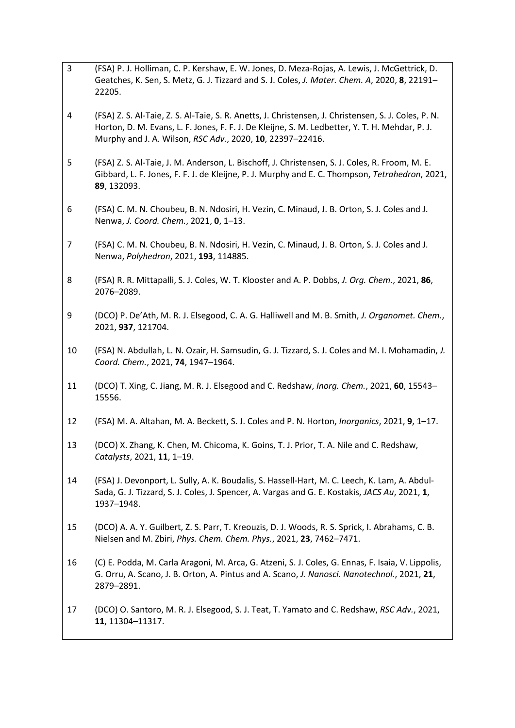| | |
|---|---|
| 3 | (FSA) P. J. Holliman, C. P. Kershaw, E. W. Jones, D. Meza-Rojas, A. Lewis, J. McGettrick, D. Geatches, K. Sen, S. Metz, G. J. Tizzard and S. J. Coles, *J. Mater. Chem. A*, 2020, **8**, 22191–22205. |
| 4 | (FSA) Z. S. Al-Taie, Z. S. Al-Taie, S. R. Anetts, J. Christensen, J. Christensen, S. J. Coles, P. N. Horton, D. M. Evans, L. F. Jones, F. F. J. De Kleijne, S. M. Ledbetter, Y. T. H. Mehdar, P. J. Murphy and J. A. Wilson, *RSC Adv.*, 2020, **10**, 22397–22416. |
| 5 | (FSA) Z. S. Al-Taie, J. M. Anderson, L. Bischoff, J. Christensen, S. J. Coles, R. Froom, M. E. Gibbard, L. F. Jones, F. F. J. de Kleijne, P. J. Murphy and E. C. Thompson, *Tetrahedron*, 2021, **89**, 132093. |
| 6 | (FSA) C. M. N. Choubeu, B. N. Ndosiri, H. Vezin, C. Minaud, J. B. Orton, S. J. Coles and J. Nenwa, *J. Coord. Chem.*, 2021, **0**, 1–13. |
| 7 | (FSA) C. M. N. Choubeu, B. N. Ndosiri, H. Vezin, C. Minaud, J. B. Orton, S. J. Coles and J. Nenwa, *Polyhedron*, 2021, **193**, 114885. |
| 8 | (FSA) R. R. Mittapalli, S. J. Coles, W. T. Klooster and A. P. Dobbs, *J. Org. Chem.*, 2021, **86**, 2076–2089. |
| 9 | (DCO) P. De'Ath, M. R. J. Elsegood, C. A. G. Halliwell and M. B. Smith, *J. Organomet. Chem.*, 2021, **937**, 121704. |
| 10 | (FSA) N. Abdullah, L. N. Ozair, H. Samsudin, G. J. Tizzard, S. J. Coles and M. I. Mohamadin, *J. Coord. Chem.*, 2021, **74**, 1947–1964. |
| 11 | (DCO) T. Xing, C. Jiang, M. R. J. Elsegood and C. Redshaw, *Inorg. Chem.*, 2021, **60**, 15543–15556. |
| 12 | (FSA) M. A. Altahan, M. A. Beckett, S. J. Coles and P. N. Horton, *Inorganics*, 2021, **9**, 1–17. |
| 13 | (DCO) X. Zhang, K. Chen, M. Chicoma, K. Goins, T. J. Prior, T. A. Nile and C. Redshaw, *Catalysts*, 2021, **11**, 1–19. |
| 14 | (FSA) J. Devonport, L. Sully, A. K. Boudalis, S. Hassell-Hart, M. C. Leech, K. Lam, A. Abdul-Sada, G. J. Tizzard, S. J. Coles, J. Spencer, A. Vargas and G. E. Kostakis, *JACS Au*, 2021, **1**, 1937–1948. |
| 15 | (DCO) A. A. Y. Guilbert, Z. S. Parr, T. Kreouzis, D. J. Woods, R. S. Sprick, I. Abrahams, C. B. Nielsen and M. Zbiri, *Phys. Chem. Chem. Phys.*, 2021, **23**, 7462–7471. |
| 16 | (C) E. Podda, M. Carla Aragoni, M. Arca, G. Atzeni, S. J. Coles, G. Ennas, F. Isaia, V. Lippolis, G. Orru, A. Scano, J. B. Orton, A. Pintus and A. Scano, *J. Nanosci. Nanotechnol.*, 2021, **21**, 2879–2891. |
| 17 | (DCO) O. Santoro, M. R. J. Elsegood, S. J. Teat, T. Yamato and C. Redshaw, *RSC Adv.*, 2021, **11**, 11304–11317. |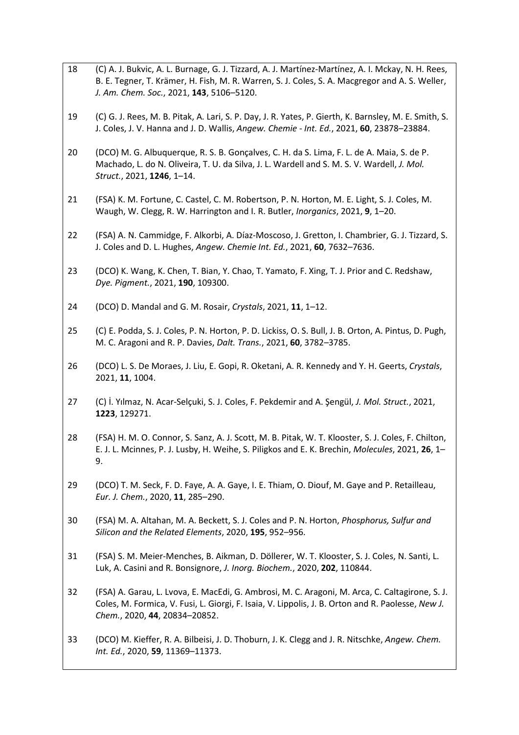18 (C) A. J. Bukvic, A. L. Burnage, G. J. Tizzard, A. J. Martínez-Martínez, A. I. Mckay, N. H. Rees, B. E. Tegner, T. Krämer, H. Fish, M. R. Warren, S. J. Coles, S. A. Macgregor and A. S. Weller, *J. Am. Chem. Soc.*, 2021, **143**, 5106–5120.

19 (C) G. J. Rees, M. B. Pitak, A. Lari, S. P. Day, J. R. Yates, P. Gierth, K. Barnsley, M. E. Smith, S. J. Coles, J. V. Hanna and J. D. Wallis, *Angew. Chemie - Int. Ed.*, 2021, **60**, 23878–23884.

20 (DCO) M. G. Albuquerque, R. S. B. Gonçalves, C. H. da S. Lima, F. L. de A. Maia, S. de P. Machado, L. do N. Oliveira, T. U. da Silva, J. L. Wardell and S. M. S. V. Wardell, *J. Mol. Struct.*, 2021, **1246**, 1–14.

21 (FSA) K. M. Fortune, C. Castel, C. M. Robertson, P. N. Horton, M. E. Light, S. J. Coles, M. Waugh, W. Clegg, R. W. Harrington and I. R. Butler, *Inorganics*, 2021, **9**, 1–20.

22 (FSA) A. N. Cammidge, F. Alkorbi, A. Díaz-Moscoso, J. Gretton, I. Chambrier, G. J. Tizzard, S. J. Coles and D. L. Hughes, *Angew. Chemie Int. Ed.*, 2021, **60**, 7632–7636.

23 (DCO) K. Wang, K. Chen, T. Bian, Y. Chao, T. Yamato, F. Xing, T. J. Prior and C. Redshaw, *Dye. Pigment.*, 2021, **190**, 109300.

24 (DCO) D. Mandal and G. M. Rosair, *Crystals*, 2021, **11**, 1–12.

25 (C) E. Podda, S. J. Coles, P. N. Horton, P. D. Lickiss, O. S. Bull, J. B. Orton, A. Pintus, D. Pugh, M. C. Aragoni and R. P. Davies, *Dalt. Trans.*, 2021, **60**, 3782–3785.

26 (DCO) L. S. De Moraes, J. Liu, E. Gopi, R. Oketani, A. R. Kennedy and Y. H. Geerts, *Crystals*, 2021, **11**, 1004.

27 (C) İ. Yılmaz, N. Acar-Selçuki, S. J. Coles, F. Pekdemir and A. Şengül, *J. Mol. Struct.*, 2021, **1223**, 129271.

28 (FSA) H. M. O. Connor, S. Sanz, A. J. Scott, M. B. Pitak, W. T. Klooster, S. J. Coles, F. Chilton, E. J. L. Mcinnes, P. J. Lusby, H. Weihe, S. Piligkos and E. K. Brechin, *Molecules*, 2021, **26**, 1–9.

29 (DCO) T. M. Seck, F. D. Faye, A. A. Gaye, I. E. Thiam, O. Diouf, M. Gaye and P. Retailleau, *Eur. J. Chem.*, 2020, **11**, 285–290.

30 (FSA) M. A. Altahan, M. A. Beckett, S. J. Coles and P. N. Horton, *Phosphorus, Sulfur and Silicon and the Related Elements*, 2020, **195**, 952–956.

31 (FSA) S. M. Meier-Menches, B. Aikman, D. Döllerer, W. T. Klooster, S. J. Coles, N. Santi, L. Luk, A. Casini and R. Bonsignore, *J. Inorg. Biochem.*, 2020, **202**, 110844.

32 (FSA) A. Garau, L. Lvova, E. MacEdi, G. Ambrosi, M. C. Aragoni, M. Arca, C. Caltagirone, S. J. Coles, M. Formica, V. Fusi, L. Giorgi, F. Isaia, V. Lippolis, J. B. Orton and R. Paolesse, *New J. Chem.*, 2020, **44**, 20834–20852.

33 (DCO) M. Kieffer, R. A. Bilbeisi, J. D. Thoburn, J. K. Clegg and J. R. Nitschke, *Angew. Chem. Int. Ed.*, 2020, **59**, 11369–11373.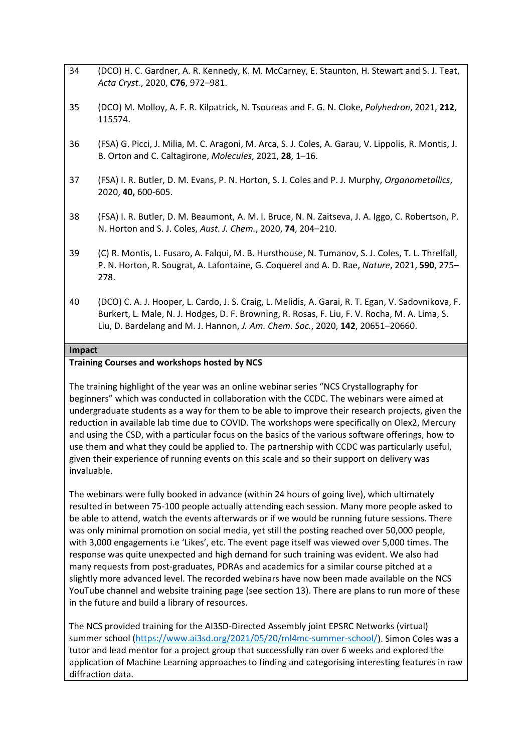34 (DCO) H. C. Gardner, A. R. Kennedy, K. M. McCarney, E. Staunton, H. Stewart and S. J. Teat, *Acta Cryst.*, 2020, **C76**, 972–981.

35 (DCO) M. Molloy, A. F. R. Kilpatrick, N. Tsoureas and F. G. N. Cloke, *Polyhedron*, 2021, **212**, 115574.

36 (FSA) G. Picci, J. Milia, M. C. Aragoni, M. Arca, S. J. Coles, A. Garau, V. Lippolis, R. Montis, J. B. Orton and C. Caltagirone, *Molecules*, 2021, **28**, 1–16.

37 (FSA) I. R. Butler, D. M. Evans, P. N. Horton, S. J. Coles and P. J. Murphy, *Organometallics*, 2020, **40,** 600-605.

38 (FSA) I. R. Butler, D. M. Beaumont, A. M. I. Bruce, N. N. Zaitseva, J. A. Iggo, C. Robertson, P. N. Horton and S. J. Coles, *Aust. J. Chem.*, 2020, **74**, 204–210.

39 (C) R. Montis, L. Fusaro, A. Falqui, M. B. Hursthouse, N. Tumanov, S. J. Coles, T. L. Threlfall, P. N. Horton, R. Sougrat, A. Lafontaine, G. Coquerel and A. D. Rae, *Nature*, 2021, **590**, 275–278.

40 (DCO) C. A. J. Hooper, L. Cardo, J. S. Craig, L. Melidis, A. Garai, R. T. Egan, V. Sadovnikova, F. Burkert, L. Male, N. J. Hodges, D. F. Browning, R. Rosas, F. Liu, F. V. Rocha, M. A. Lima, S. Liu, D. Bardelang and M. J. Hannon, *J. Am. Chem. Soc.*, 2020, **142**, 20651–20660.

## Impact

### Training Courses and workshops hosted by NCS

The training highlight of the year was an online webinar series "NCS Crystallography for beginners" which was conducted in collaboration with the CCDC. The webinars were aimed at undergraduate students as a way for them to be able to improve their research projects, given the reduction in available lab time due to COVID. The workshops were specifically on Olex2, Mercury and using the CSD, with a particular focus on the basics of the various software offerings, how to use them and what they could be applied to. The partnership with CCDC was particularly useful, given their experience of running events on this scale and so their support on delivery was invaluable.

The webinars were fully booked in advance (within 24 hours of going live), which ultimately resulted in between 75-100 people actually attending each session. Many more people asked to be able to attend, watch the events afterwards or if we would be running future sessions. There was only minimal promotion on social media, yet still the posting reached over 50,000 people, with 3,000 engagements i.e 'Likes', etc. The event page itself was viewed over 5,000 times. The response was quite unexpected and high demand for such training was evident. We also had many requests from post-graduates, PDRAs and academics for a similar course pitched at a slightly more advanced level. The recorded webinars have now been made available on the NCS YouTube channel and website training page (see section 13). There are plans to run more of these in the future and build a library of resources.

The NCS provided training for the AI3SD-Directed Assembly joint EPSRC Networks (virtual) summer school (https://www.ai3sd.org/2021/05/20/ml4mc-summer-school/). Simon Coles was a tutor and lead mentor for a project group that successfully ran over 6 weeks and explored the application of Machine Learning approaches to finding and categorising interesting features in raw diffraction data.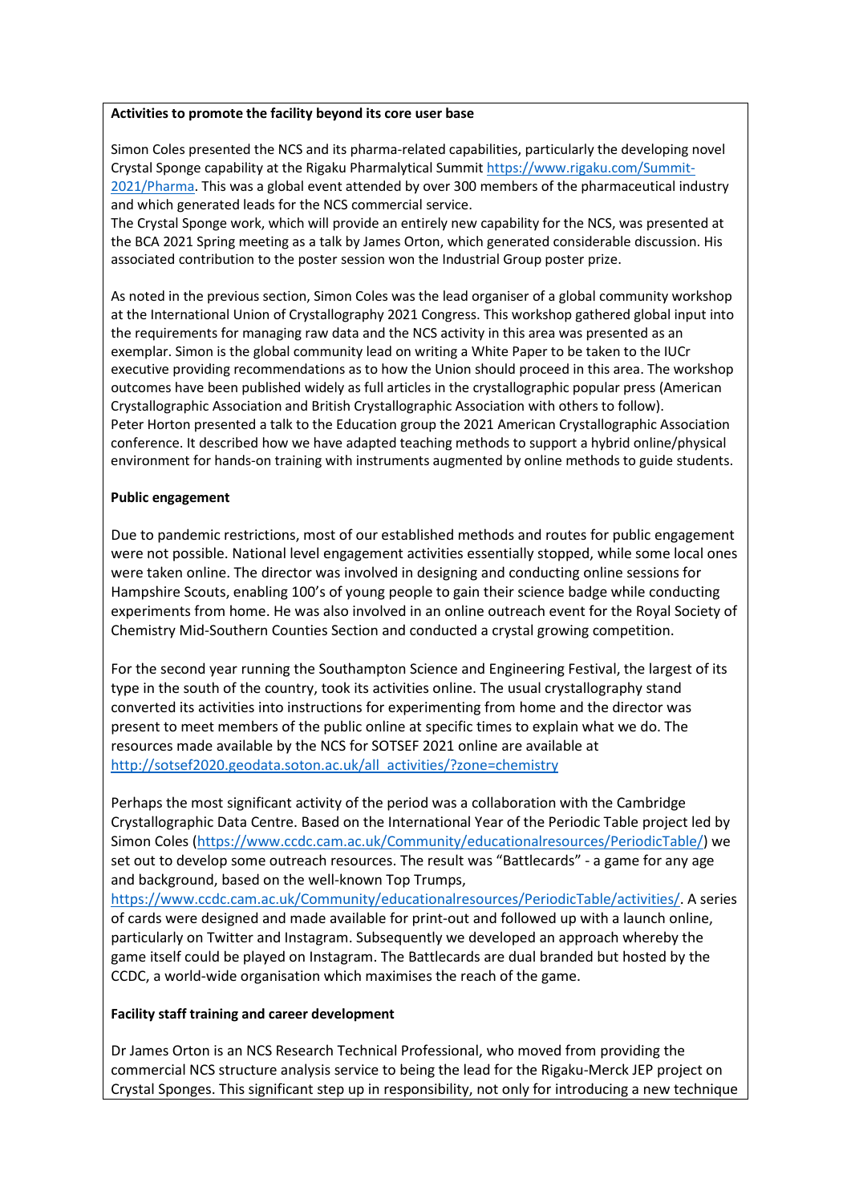**Activities to promote the facility beyond its core user base**

Simon Coles presented the NCS and its pharma-related capabilities, particularly the developing novel Crystal Sponge capability at the Rigaku Pharmalytical Summit https://www.rigaku.com/Summit-2021/Pharma. This was a global event attended by over 300 members of the pharmaceutical industry and which generated leads for the NCS commercial service.
The Crystal Sponge work, which will provide an entirely new capability for the NCS, was presented at the BCA 2021 Spring meeting as a talk by James Orton, which generated considerable discussion. His associated contribution to the poster session won the Industrial Group poster prize.

As noted in the previous section, Simon Coles was the lead organiser of a global community workshop at the International Union of Crystallography 2021 Congress. This workshop gathered global input into the requirements for managing raw data and the NCS activity in this area was presented as an exemplar. Simon is the global community lead on writing a White Paper to be taken to the IUCr executive providing recommendations as to how the Union should proceed in this area. The workshop outcomes have been published widely as full articles in the crystallographic popular press (American Crystallographic Association and British Crystallographic Association with others to follow).
Peter Horton presented a talk to the Education group the 2021 American Crystallographic Association conference. It described how we have adapted teaching methods to support a hybrid online/physical environment for hands-on training with instruments augmented by online methods to guide students.

**Public engagement**

Due to pandemic restrictions, most of our established methods and routes for public engagement were not possible. National level engagement activities essentially stopped, while some local ones were taken online. The director was involved in designing and conducting online sessions for Hampshire Scouts, enabling 100's of young people to gain their science badge while conducting experiments from home. He was also involved in an online outreach event for the Royal Society of Chemistry Mid-Southern Counties Section and conducted a crystal growing competition.

For the second year running the Southampton Science and Engineering Festival, the largest of its type in the south of the country, took its activities online. The usual crystallography stand converted its activities into instructions for experimenting from home and the director was present to meet members of the public online at specific times to explain what we do. The resources made available by the NCS for SOTSEF 2021 online are available at http://sotsef2020.geodata.soton.ac.uk/all_activities/?zone=chemistry

Perhaps the most significant activity of the period was a collaboration with the Cambridge Crystallographic Data Centre. Based on the International Year of the Periodic Table project led by Simon Coles (https://www.ccdc.cam.ac.uk/Community/educationalresources/PeriodicTable/) we set out to develop some outreach resources. The result was "Battlecards" - a game for any age and background, based on the well-known Top Trumps, https://www.ccdc.cam.ac.uk/Community/educationalresources/PeriodicTable/activities/. A series of cards were designed and made available for print-out and followed up with a launch online, particularly on Twitter and Instagram. Subsequently we developed an approach whereby the game itself could be played on Instagram. The Battlecards are dual branded but hosted by the CCDC, a world-wide organisation which maximises the reach of the game.

**Facility staff training and career development**

Dr James Orton is an NCS Research Technical Professional, who moved from providing the commercial NCS structure analysis service to being the lead for the Rigaku-Merck JEP project on Crystal Sponges. This significant step up in responsibility, not only for introducing a new technique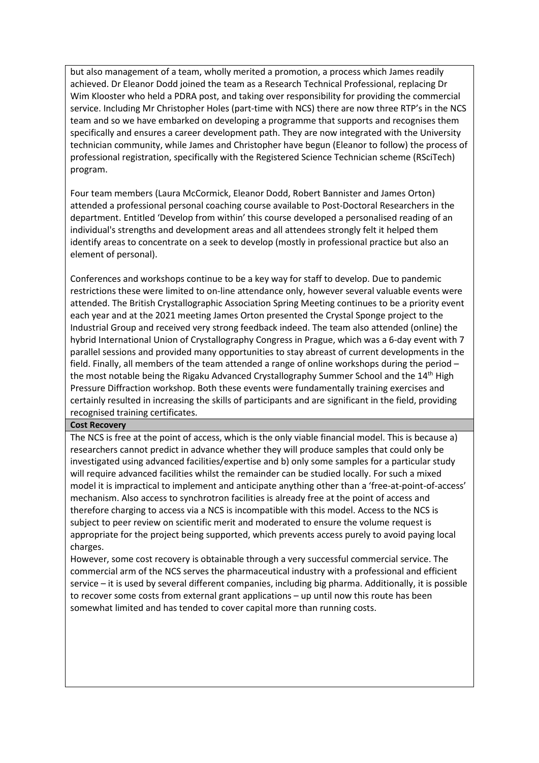but also management of a team, wholly merited a promotion, a process which James readily achieved. Dr Eleanor Dodd joined the team as a Research Technical Professional, replacing Dr Wim Klooster who held a PDRA post, and taking over responsibility for providing the commercial service. Including Mr Christopher Holes (part-time with NCS) there are now three RTP's in the NCS team and so we have embarked on developing a programme that supports and recognises them specifically and ensures a career development path. They are now integrated with the University technician community, while James and Christopher have begun (Eleanor to follow) the process of professional registration, specifically with the Registered Science Technician scheme (RSciTech) program.

Four team members (Laura McCormick, Eleanor Dodd, Robert Bannister and James Orton) attended a professional personal coaching course available to Post-Doctoral Researchers in the department. Entitled 'Develop from within' this course developed a personalised reading of an individual's strengths and development areas and all attendees strongly felt it helped them identify areas to concentrate on a seek to develop (mostly in professional practice but also an element of personal).

Conferences and workshops continue to be a key way for staff to develop. Due to pandemic restrictions these were limited to on-line attendance only, however several valuable events were attended. The British Crystallographic Association Spring Meeting continues to be a priority event each year and at the 2021 meeting James Orton presented the Crystal Sponge project to the Industrial Group and received very strong feedback indeed. The team also attended (online) the hybrid International Union of Crystallography Congress in Prague, which was a 6-day event with 7 parallel sessions and provided many opportunities to stay abreast of current developments in the field. Finally, all members of the team attended a range of online workshops during the period – the most notable being the Rigaku Advanced Crystallography Summer School and the 14th High Pressure Diffraction workshop. Both these events were fundamentally training exercises and certainly resulted in increasing the skills of participants and are significant in the field, providing recognised training certificates.

**Cost Recovery**

The NCS is free at the point of access, which is the only viable financial model. This is because a) researchers cannot predict in advance whether they will produce samples that could only be investigated using advanced facilities/expertise and b) only some samples for a particular study will require advanced facilities whilst the remainder can be studied locally. For such a mixed model it is impractical to implement and anticipate anything other than a 'free-at-point-of-access' mechanism. Also access to synchrotron facilities is already free at the point of access and therefore charging to access via a NCS is incompatible with this model. Access to the NCS is subject to peer review on scientific merit and moderated to ensure the volume request is appropriate for the project being supported, which prevents access purely to avoid paying local charges.

However, some cost recovery is obtainable through a very successful commercial service. The commercial arm of the NCS serves the pharmaceutical industry with a professional and efficient service – it is used by several different companies, including big pharma. Additionally, it is possible to recover some costs from external grant applications – up until now this route has been somewhat limited and has tended to cover capital more than running costs.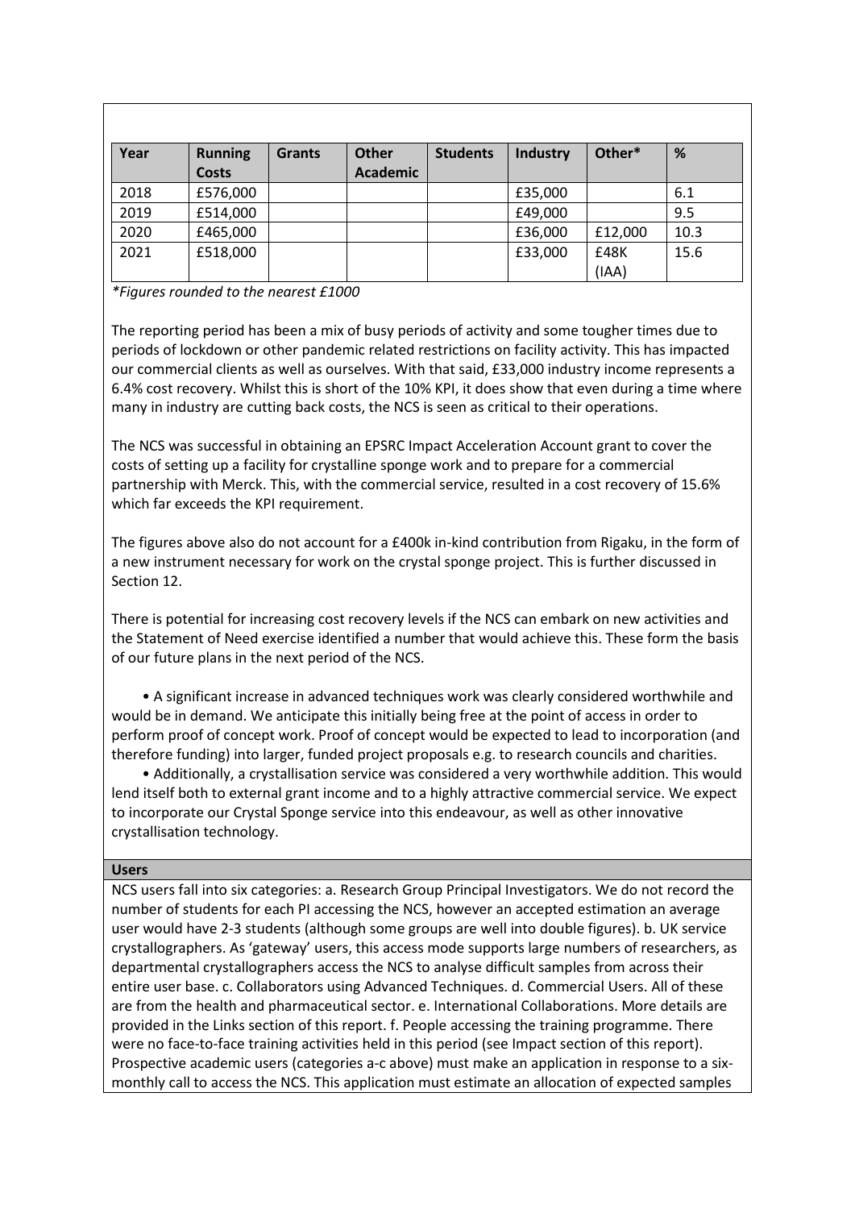| Year | Running Costs | Grants | Other Academic | Students | Industry | Other* | % |
|---|---|---|---|---|---|---|---|
| 2018 | £576,000 | | | | £35,000 | | 6.1 |
| 2019 | £514,000 | | | | £49,000 | | 9.5 |
| 2020 | £465,000 | | | | £36,000 | £12,000 | 10.3 |
| 2021 | £518,000 | | | | £33,000 | £48K (IAA) | 15.6 |

*Figures rounded to the nearest £1000*

The reporting period has been a mix of busy periods of activity and some tougher times due to periods of lockdown or other pandemic related restrictions on facility activity. This has impacted our commercial clients as well as ourselves. With that said, £33,000 industry income represents a 6.4% cost recovery. Whilst this is short of the 10% KPI, it does show that even during a time where many in industry are cutting back costs, the NCS is seen as critical to their operations.

The NCS was successful in obtaining an EPSRC Impact Acceleration Account grant to cover the costs of setting up a facility for crystalline sponge work and to prepare for a commercial partnership with Merck. This, with the commercial service, resulted in a cost recovery of 15.6% which far exceeds the KPI requirement.

The figures above also do not account for a £400k in-kind contribution from Rigaku, in the form of a new instrument necessary for work on the crystal sponge project. This is further discussed in Section 12.

There is potential for increasing cost recovery levels if the NCS can embark on new activities and the Statement of Need exercise identified a number that would achieve this. These form the basis of our future plans in the next period of the NCS.

- A significant increase in advanced techniques work was clearly considered worthwhile and would be in demand. We anticipate this initially being free at the point of access in order to perform proof of concept work. Proof of concept would be expected to lead to incorporation (and therefore funding) into larger, funded project proposals e.g. to research councils and charities.
- Additionally, a crystallisation service was considered a very worthwhile addition. This would lend itself both to external grant income and to a highly attractive commercial service. We expect to incorporate our Crystal Sponge service into this endeavour, as well as other innovative crystallisation technology.

**Users**

NCS users fall into six categories: a. Research Group Principal Investigators. We do not record the number of students for each PI accessing the NCS, however an accepted estimation an average user would have 2-3 students (although some groups are well into double figures). b. UK service crystallographers. As 'gateway' users, this access mode supports large numbers of researchers, as departmental crystallographers access the NCS to analyse difficult samples from across their entire user base. c. Collaborators using Advanced Techniques. d. Commercial Users. All of these are from the health and pharmaceutical sector. e. International Collaborations. More details are provided in the Links section of this report. f. People accessing the training programme. There were no face-to-face training activities held in this period (see Impact section of this report). Prospective academic users (categories a-c above) must make an application in response to a six-monthly call to access the NCS. This application must estimate an allocation of expected samples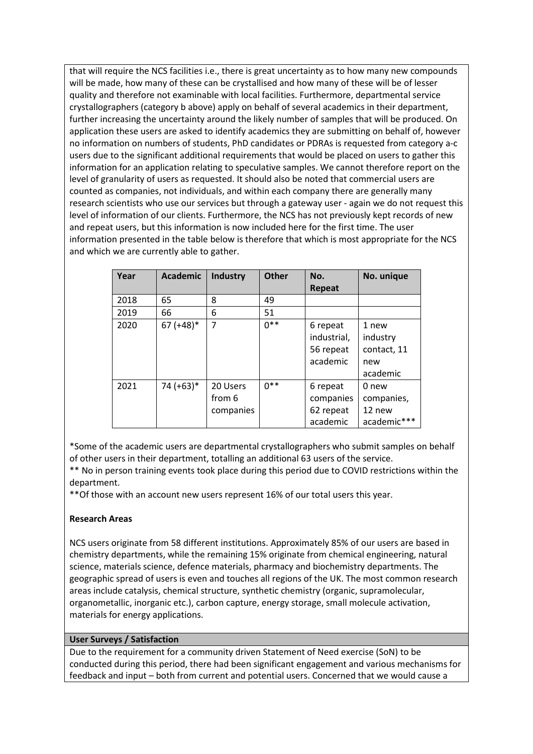that will require the NCS facilities i.e., there is great uncertainty as to how many new compounds will be made, how many of these can be crystallised and how many of these will be of lesser quality and therefore not examinable with local facilities. Furthermore, departmental service crystallographers (category b above) apply on behalf of several academics in their department, further increasing the uncertainty around the likely number of samples that will be produced. On application these users are asked to identify academics they are submitting on behalf of, however no information on numbers of students, PhD candidates or PDRAs is requested from category a-c users due to the significant additional requirements that would be placed on users to gather this information for an application relating to speculative samples. We cannot therefore report on the level of granularity of users as requested. It should also be noted that commercial users are counted as companies, not individuals, and within each company there are generally many research scientists who use our services but through a gateway user - again we do not request this level of information of our clients. Furthermore, the NCS has not previously kept records of new and repeat users, but this information is now included here for the first time. The user information presented in the table below is therefore that which is most appropriate for the NCS and which we are currently able to gather.

| Year | Academic | Industry | Other | No. Repeat | No. unique |
|---|---|---|---|---|---|
| 2018 | 65 | 8 | 49 | | |
| 2019 | 66 | 6 | 51 | | |
| 2020 | 67 (+48)* | 7 | 0** | 6 repeat industrial, 56 repeat academic | 1 new industry contact, 11 new academic |
| 2021 | 74 (+63)* | 20 Users from 6 companies | 0** | 6 repeat companies 62 repeat academic | 0 new companies, 12 new academic*** |

*Some of the academic users are departmental crystallographers who submit samples on behalf of other users in their department, totalling an additional 63 users of the service.

** No in person training events took place during this period due to COVID restrictions within the department.

**Of those with an account new users represent 16% of our total users this year.

**Research Areas**

NCS users originate from 58 different institutions. Approximately 85% of our users are based in chemistry departments, while the remaining 15% originate from chemical engineering, natural science, materials science, defence materials, pharmacy and biochemistry departments. The geographic spread of users is even and touches all regions of the UK. The most common research areas include catalysis, chemical structure, synthetic chemistry (organic, supramolecular, organometallic, inorganic etc.), carbon capture, energy storage, small molecule activation, materials for energy applications.

**User Surveys / Satisfaction**

Due to the requirement for a community driven Statement of Need exercise (SoN) to be conducted during this period, there had been significant engagement and various mechanisms for feedback and input – both from current and potential users. Concerned that we would cause a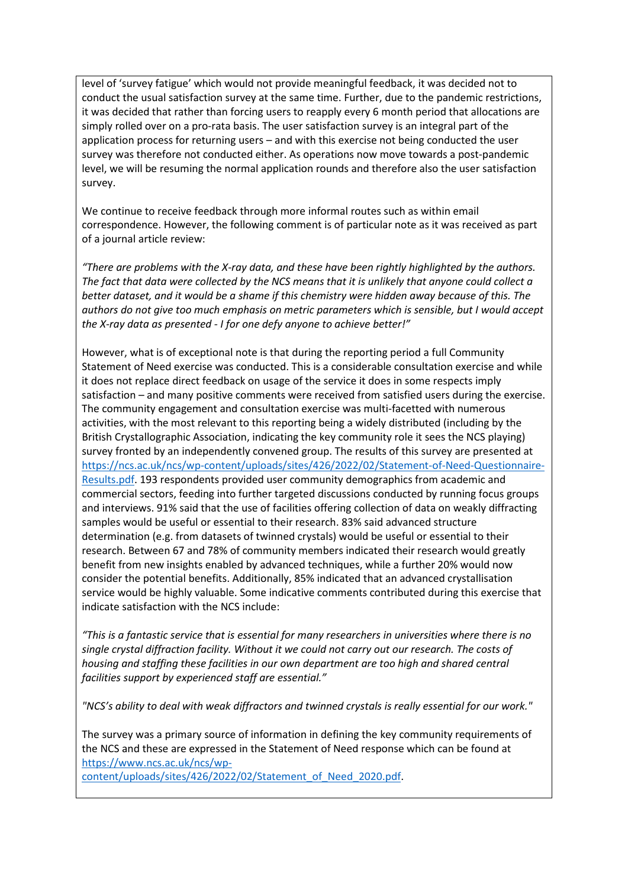level of 'survey fatigue' which would not provide meaningful feedback, it was decided not to conduct the usual satisfaction survey at the same time. Further, due to the pandemic restrictions, it was decided that rather than forcing users to reapply every 6 month period that allocations are simply rolled over on a pro-rata basis. The user satisfaction survey is an integral part of the application process for returning users – and with this exercise not being conducted the user survey was therefore not conducted either. As operations now move towards a post-pandemic level, we will be resuming the normal application rounds and therefore also the user satisfaction survey.

We continue to receive feedback through more informal routes such as within email correspondence. However, the following comment is of particular note as it was received as part of a journal article review:

*"There are problems with the X-ray data, and these have been rightly highlighted by the authors. The fact that data were collected by the NCS means that it is unlikely that anyone could collect a better dataset, and it would be a shame if this chemistry were hidden away because of this. The authors do not give too much emphasis on metric parameters which is sensible, but I would accept the X-ray data as presented - I for one defy anyone to achieve better!"*

However, what is of exceptional note is that during the reporting period a full Community Statement of Need exercise was conducted. This is a considerable consultation exercise and while it does not replace direct feedback on usage of the service it does in some respects imply satisfaction – and many positive comments were received from satisfied users during the exercise. The community engagement and consultation exercise was multi-facetted with numerous activities, with the most relevant to this reporting being a widely distributed (including by the British Crystallographic Association, indicating the key community role it sees the NCS playing) survey fronted by an independently convened group. The results of this survey are presented at https://ncs.ac.uk/ncs/wp-content/uploads/sites/426/2022/02/Statement-of-Need-Questionnaire-Results.pdf. 193 respondents provided user community demographics from academic and commercial sectors, feeding into further targeted discussions conducted by running focus groups and interviews. 91% said that the use of facilities offering collection of data on weakly diffracting samples would be useful or essential to their research. 83% said advanced structure determination (e.g. from datasets of twinned crystals) would be useful or essential to their research. Between 67 and 78% of community members indicated their research would greatly benefit from new insights enabled by advanced techniques, while a further 20% would now consider the potential benefits. Additionally, 85% indicated that an advanced crystallisation service would be highly valuable. Some indicative comments contributed during this exercise that indicate satisfaction with the NCS include:

*"This is a fantastic service that is essential for many researchers in universities where there is no single crystal diffraction facility. Without it we could not carry out our research. The costs of housing and staffing these facilities in our own department are too high and shared central facilities support by experienced staff are essential."*

*"NCS's ability to deal with weak diffractors and twinned crystals is really essential for our work."*

The survey was a primary source of information in defining the key community requirements of the NCS and these are expressed in the Statement of Need response which can be found at https://www.ncs.ac.uk/ncs/wp-content/uploads/sites/426/2022/02/Statement_of_Need_2020.pdf.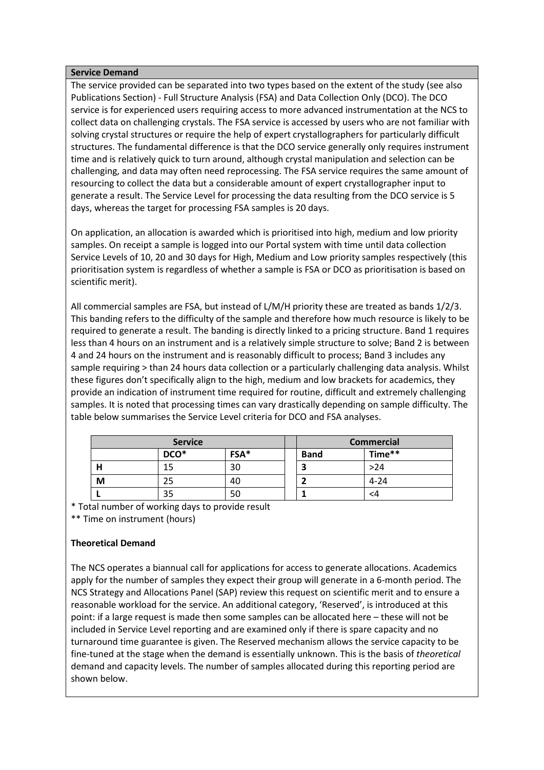**Service Demand**

The service provided can be separated into two types based on the extent of the study (see also Publications Section) - Full Structure Analysis (FSA) and Data Collection Only (DCO). The DCO service is for experienced users requiring access to more advanced instrumentation at the NCS to collect data on challenging crystals. The FSA service is accessed by users who are not familiar with solving crystal structures or require the help of expert crystallographers for particularly difficult structures. The fundamental difference is that the DCO service generally only requires instrument time and is relatively quick to turn around, although crystal manipulation and selection can be challenging, and data may often need reprocessing. The FSA service requires the same amount of resourcing to collect the data but a considerable amount of expert crystallographer input to generate a result. The Service Level for processing the data resulting from the DCO service is 5 days, whereas the target for processing FSA samples is 20 days.

On application, an allocation is awarded which is prioritised into high, medium and low priority samples. On receipt a sample is logged into our Portal system with time until data collection Service Levels of 10, 20 and 30 days for High, Medium and Low priority samples respectively (this prioritisation system is regardless of whether a sample is FSA or DCO as prioritisation is based on scientific merit).

All commercial samples are FSA, but instead of L/M/H priority these are treated as bands 1/2/3. This banding refers to the difficulty of the sample and therefore how much resource is likely to be required to generate a result. The banding is directly linked to a pricing structure. Band 1 requires less than 4 hours on an instrument and is a relatively simple structure to solve; Band 2 is between 4 and 24 hours on the instrument and is reasonably difficult to process; Band 3 includes any sample requiring > than 24 hours data collection or a particularly challenging data analysis. Whilst these figures don't specifically align to the high, medium and low brackets for academics, they provide an indication of instrument time required for routine, difficult and extremely challenging samples. It is noted that processing times can vary drastically depending on sample difficulty. The table below summarises the Service Level criteria for DCO and FSA analyses.

| Service | | | | Commercial | |
|---|---|---|---|---|---|
| | DCO* | FSA* | | Band | Time** |
| H | 15 | 30 | | 3 | >24 |
| M | 25 | 40 | | 2 | 4-24 |
| L | 35 | 50 | | 1 | <4 |

\* Total number of working days to provide result

** Time on instrument (hours)

**Theoretical Demand**

The NCS operates a biannual call for applications for access to generate allocations. Academics apply for the number of samples they expect their group will generate in a 6-month period. The NCS Strategy and Allocations Panel (SAP) review this request on scientific merit and to ensure a reasonable workload for the service. An additional category, 'Reserved', is introduced at this point: if a large request is made then some samples can be allocated here – these will not be included in Service Level reporting and are examined only if there is spare capacity and no turnaround time guarantee is given. The Reserved mechanism allows the service capacity to be fine-tuned at the stage when the demand is essentially unknown. This is the basis of *theoretical* demand and capacity levels. The number of samples allocated during this reporting period are shown below.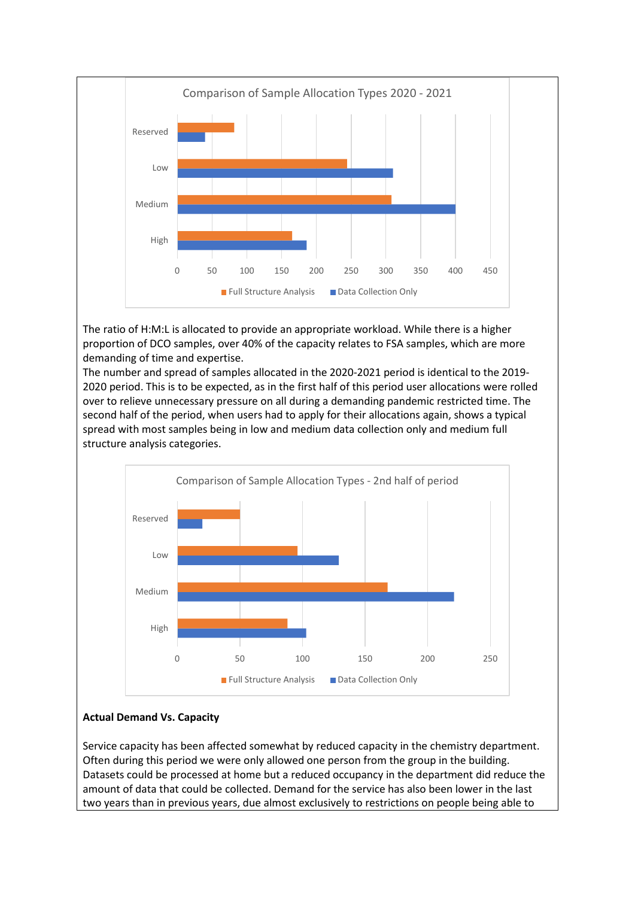Comparison of Sample Allocation Types 2020 - 2021

The ratio of H:M:L is allocated to provide an appropriate workload. While there is a higher proportion of DCO samples, over 40% of the capacity relates to FSA samples, which are more demanding of time and expertise.
The number and spread of samples allocated in the 2020-2021 period is identical to the 2019-2020 period. This is to be expected, as in the first half of this period user allocations were rolled over to relieve unnecessary pressure on all during a demanding pandemic restricted time. The second half of the period, when users had to apply for their allocations again, shows a typical spread with most samples being in low and medium data collection only and medium full structure analysis categories.

Comparison of Sample Allocation Types - 2nd half of period

**Actual Demand Vs. Capacity**

Service capacity has been affected somewhat by reduced capacity in the chemistry department. Often during this period we were only allowed one person from the group in the building. Datasets could be processed at home but a reduced occupancy in the department did reduce the amount of data that could be collected. Demand for the service has also been lower in the last two years than in previous years, due almost exclusively to restrictions on people being able to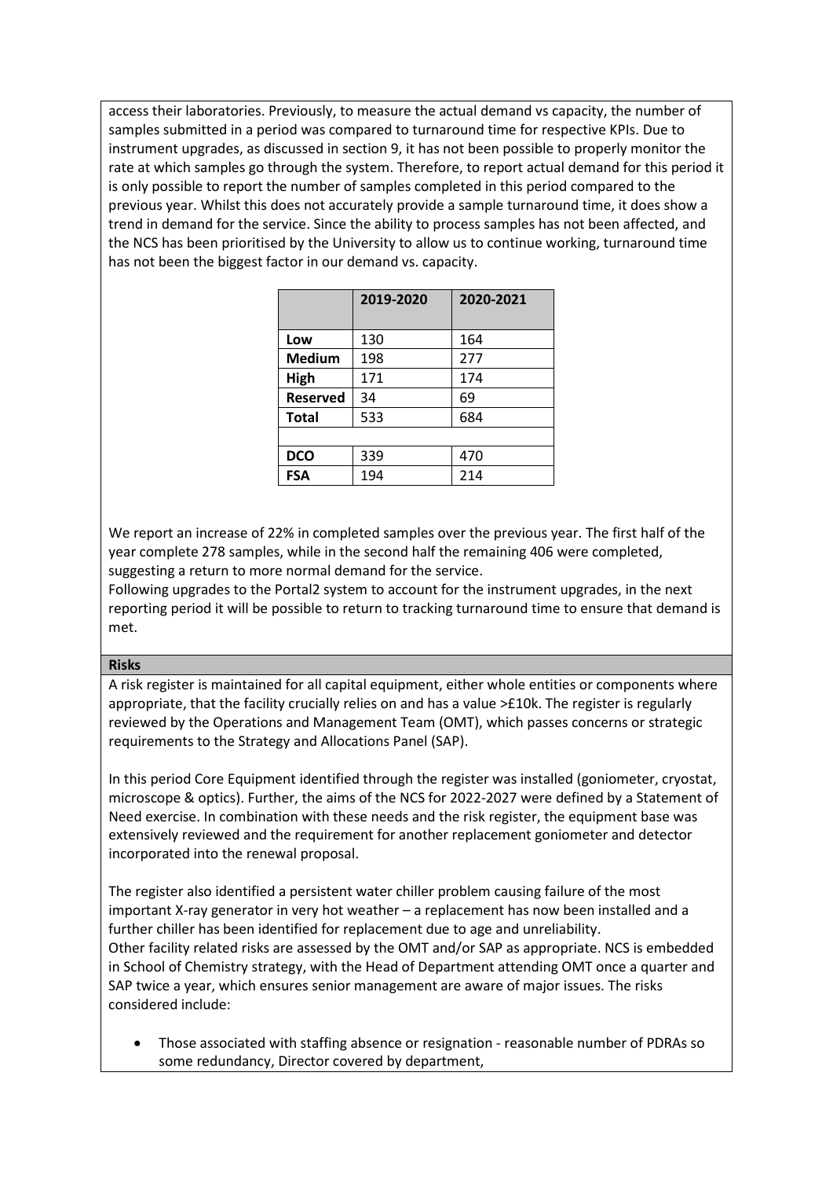access their laboratories. Previously, to measure the actual demand vs capacity, the number of samples submitted in a period was compared to turnaround time for respective KPIs. Due to instrument upgrades, as discussed in section 9, it has not been possible to properly monitor the rate at which samples go through the system. Therefore, to report actual demand for this period it is only possible to report the number of samples completed in this period compared to the previous year. Whilst this does not accurately provide a sample turnaround time, it does show a trend in demand for the service. Since the ability to process samples has not been affected, and the NCS has been prioritised by the University to allow us to continue working, turnaround time has not been the biggest factor in our demand vs. capacity.

| | 2019-2020 | 2020-2021 |
|---|---|---|
| **Low** | 130 | 164 |
| **Medium** | 198 | 277 |
| **High** | 171 | 174 |
| **Reserved** | 34 | 69 |
| **Total** | 533 | 684 |
| | | |
| **DCO** | 339 | 470 |
| **FSA** | 194 | 214 |

We report an increase of 22% in completed samples over the previous year. The first half of the year complete 278 samples, while in the second half the remaining 406 were completed, suggesting a return to more normal demand for the service.
Following upgrades to the Portal2 system to account for the instrument upgrades, in the next reporting period it will be possible to return to tracking turnaround time to ensure that demand is met.

**Risks**

A risk register is maintained for all capital equipment, either whole entities or components where appropriate, that the facility crucially relies on and has a value >£10k. The register is regularly reviewed by the Operations and Management Team (OMT), which passes concerns or strategic requirements to the Strategy and Allocations Panel (SAP).

In this period Core Equipment identified through the register was installed (goniometer, cryostat, microscope & optics). Further, the aims of the NCS for 2022-2027 were defined by a Statement of Need exercise. In combination with these needs and the risk register, the equipment base was extensively reviewed and the requirement for another replacement goniometer and detector incorporated into the renewal proposal.

The register also identified a persistent water chiller problem causing failure of the most important X-ray generator in very hot weather – a replacement has now been installed and a further chiller has been identified for replacement due to age and unreliability.
Other facility related risks are assessed by the OMT and/or SAP as appropriate. NCS is embedded in School of Chemistry strategy, with the Head of Department attending OMT once a quarter and SAP twice a year, which ensures senior management are aware of major issues. The risks considered include:

- Those associated with staffing absence or resignation - reasonable number of PDRAs so some redundancy, Director covered by department,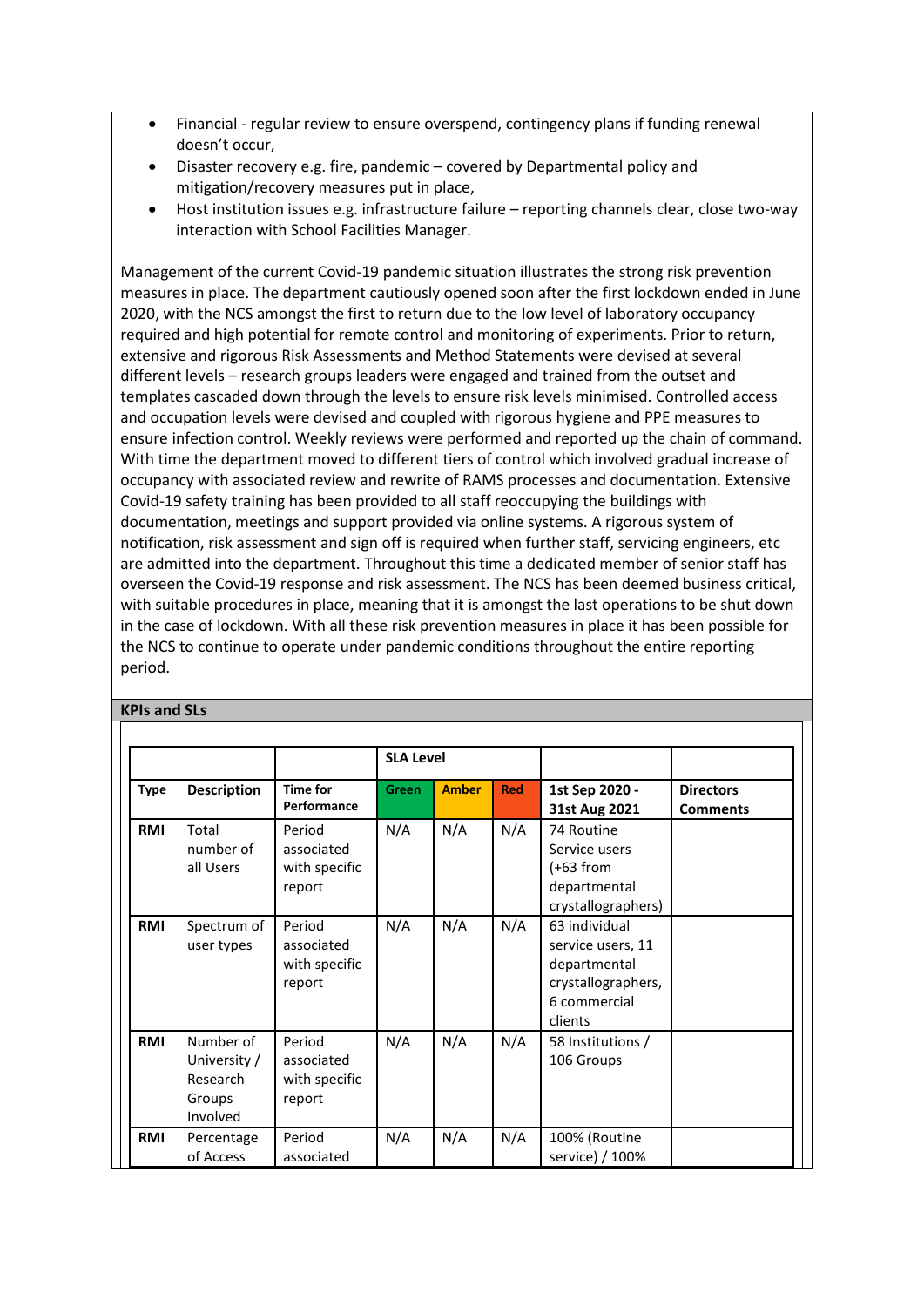- Financial - regular review to ensure overspend, contingency plans if funding renewal doesn't occur,
- Disaster recovery e.g. fire, pandemic – covered by Departmental policy and mitigation/recovery measures put in place,
- Host institution issues e.g. infrastructure failure – reporting channels clear, close two-way interaction with School Facilities Manager.

Management of the current Covid-19 pandemic situation illustrates the strong risk prevention measures in place. The department cautiously opened soon after the first lockdown ended in June 2020, with the NCS amongst the first to return due to the low level of laboratory occupancy required and high potential for remote control and monitoring of experiments. Prior to return, extensive and rigorous Risk Assessments and Method Statements were devised at several different levels – research groups leaders were engaged and trained from the outset and templates cascaded down through the levels to ensure risk levels minimised. Controlled access and occupation levels were devised and coupled with rigorous hygiene and PPE measures to ensure infection control. Weekly reviews were performed and reported up the chain of command. With time the department moved to different tiers of control which involved gradual increase of occupancy with associated review and rewrite of RAMS processes and documentation. Extensive Covid-19 safety training has been provided to all staff reoccupying the buildings with documentation, meetings and support provided via online systems. A rigorous system of notification, risk assessment and sign off is required when further staff, servicing engineers, etc are admitted into the department. Throughout this time a dedicated member of senior staff has overseen the Covid-19 response and risk assessment. The NCS has been deemed business critical, with suitable procedures in place, meaning that it is amongst the last operations to be shut down in the case of lockdown. With all these risk prevention measures in place it has been possible for the NCS to continue to operate under pandemic conditions throughout the entire reporting period.

## KPIs and SLs

| | | | SLA Level | | | | |
|---|---|---|---|---|---|---|---|
| **Type** | **Description** | **Time for Performance** | **Green** | **Amber** | **Red** | **1st Sep 2020 - 31st Aug 2021** | **Directors Comments** |
| **RMI** | Total number of all Users | Period associated with specific report | N/A | N/A | N/A | 74 Routine Service users (+63 from departmental crystallographers) | |
| **RMI** | Spectrum of user types | Period associated with specific report | N/A | N/A | N/A | 63 individual service users, 11 departmental crystallographers, 6 commercial clients | |
| **RMI** | Number of University / Research Groups Involved | Period associated with specific report | N/A | N/A | N/A | 58 Institutions / 106 Groups | |
| **RMI** | Percentage of Access | Period associated | N/A | N/A | N/A | 100% (Routine service) / 100% | |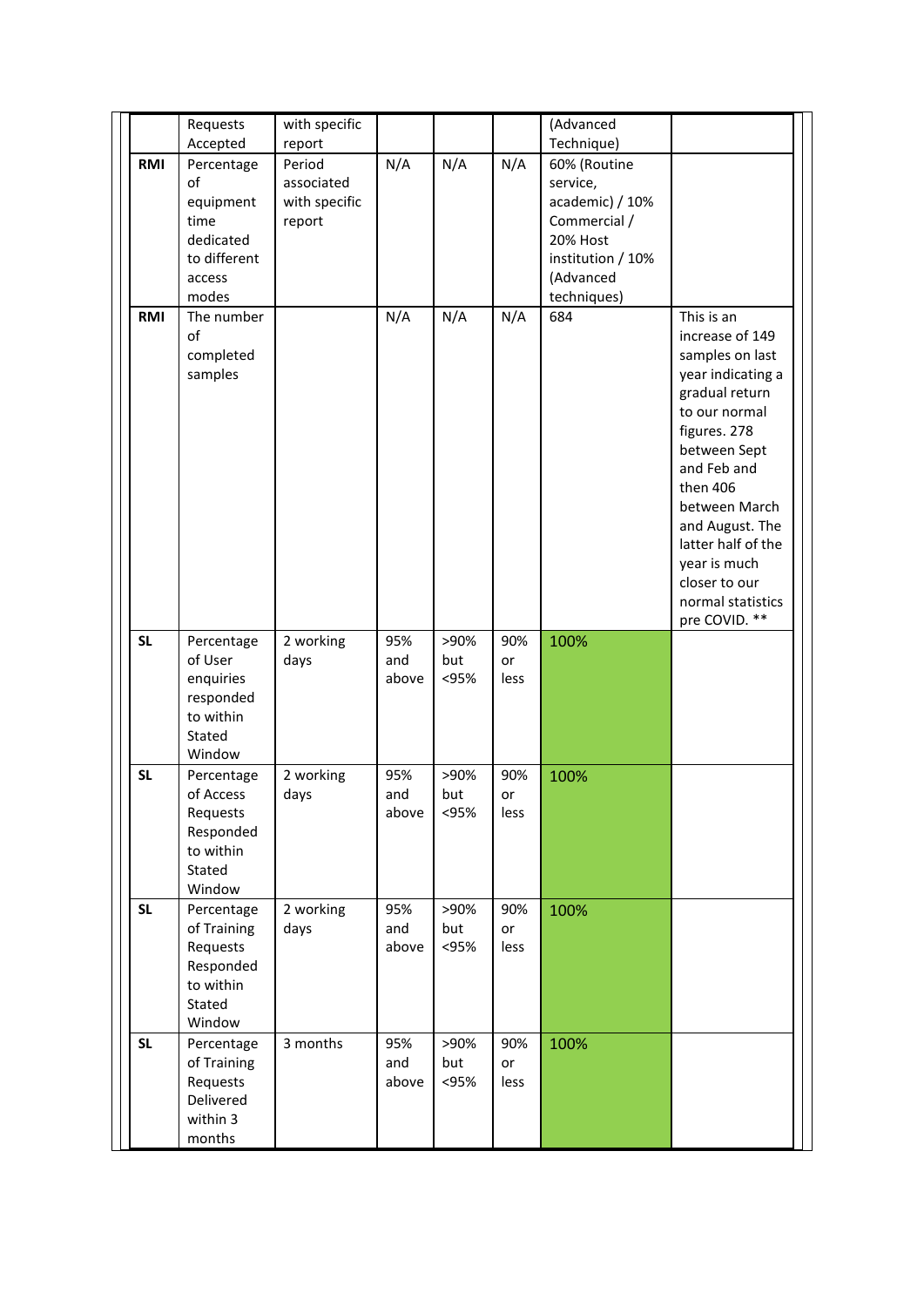| | | | | | | | |
|---|---|---|---|---|---|---|---|
| | Requests Accepted | with specific report | | | | (Advanced Technique) | |
| **RMI** | Percentage of equipment time dedicated to different access modes | Period associated with specific report | N/A | N/A | N/A | 60% (Routine service, academic) / 10% Commercial / 20% Host institution / 10% (Advanced techniques) | |
| **RMI** | The number of completed samples | | N/A | N/A | N/A | 684 | This is an increase of 149 samples on last year indicating a gradual return to our normal figures. 278 between Sept and Feb and then 406 between March and August. The latter half of the year is much closer to our normal statistics pre COVID. ** |
| **SL** | Percentage of User enquiries responded to within Stated Window | 2 working days | 95% and above | >90% but <95% | 90% or less | 100% | |
| **SL** | Percentage of Access Requests Responded to within Stated Window | 2 working days | 95% and above | >90% but <95% | 90% or less | 100% | |
| **SL** | Percentage of Training Requests Responded to within Stated Window | 2 working days | 95% and above | >90% but <95% | 90% or less | 100% | |
| **SL** | Percentage of Training Requests Delivered within 3 months | 3 months | 95% and above | >90% but <95% | 90% or less | 100% | |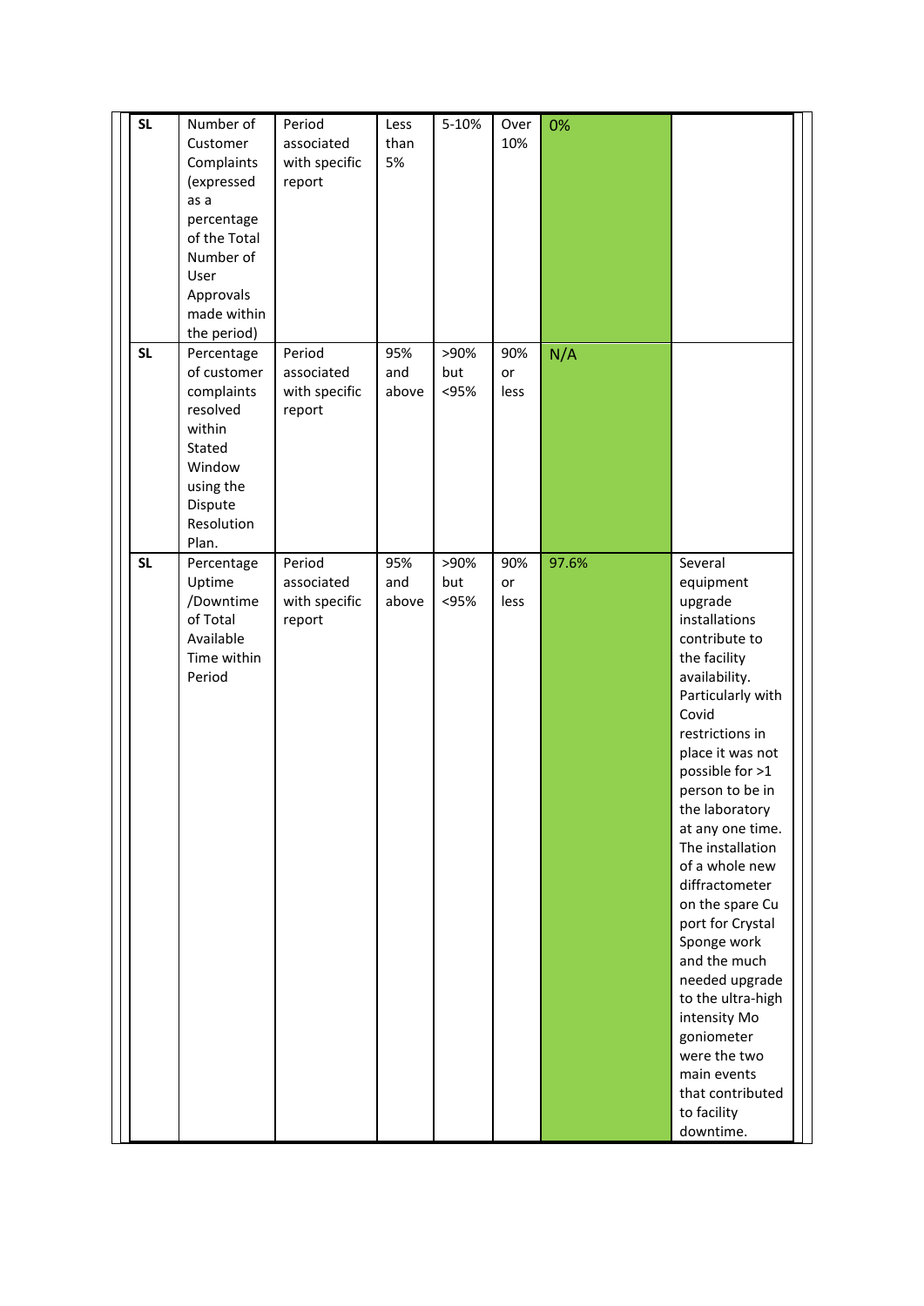| SL | Number of Customer Complaints (expressed as a percentage of the Total Number of User Approvals made within the period) | Period associated with specific report | Less than 5% | 5-10% | Over 10% | 0% | |
|---|---|---|---|---|---|---|---|
| SL | Percentage of customer complaints resolved within Stated Window using the Dispute Resolution Plan. | Period associated with specific report | 95% and above | >90% but <95% | 90% or less | N/A | |
| SL | Percentage Uptime /Downtime of Total Available Time within Period | Period associated with specific report | 95% and above | >90% but <95% | 90% or less | 97.6% | Several equipment upgrade installations contribute to the facility availability. Particularly with Covid restrictions in place it was not possible for >1 person to be in the laboratory at any one time. The installation of a whole new diffractometer on the spare Cu port for Crystal Sponge work and the much needed upgrade to the ultra-high intensity Mo goniometer were the two main events that contributed to facility downtime. |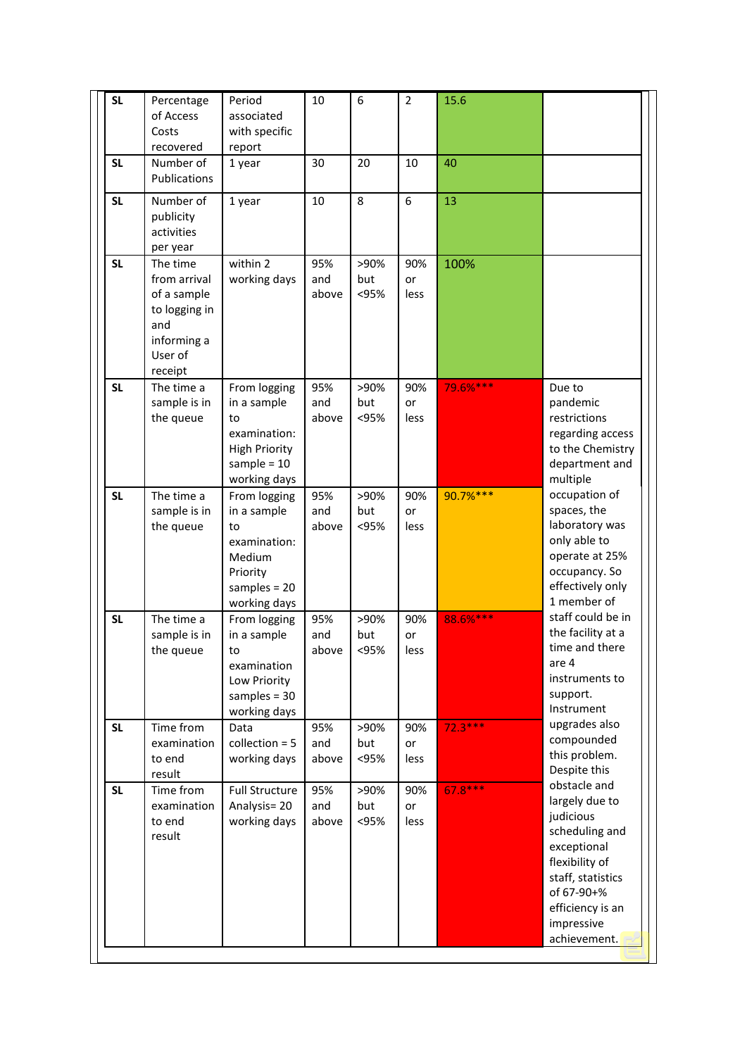| SL | Percentage of Access Costs recovered | Period associated with specific report | 10 | 6 | 2 | 15.6 | |
|---|---|---|---|---|---|---|---|
| SL | Number of Publications | 1 year | 30 | 20 | 10 | 40 | |
| SL | Number of publicity activities per year | 1 year | 10 | 8 | 6 | 13 | |
| SL | The time from arrival of a sample to logging in and informing a User of receipt | within 2 working days | 95% and above | >90% but <95% | 90% or less | 100% | |
| SL | The time a sample is in the queue | From logging in a sample to examination: High Priority sample = 10 working days | 95% and above | >90% but <95% | 90% or less | 79.6%*** | Due to pandemic restrictions regarding access to the Chemistry department and multiple occupation of spaces, the laboratory was only able to operate at 25% occupancy. So effectively only 1 member of staff could be in the facility at a time and there are 4 instruments to support. Instrument upgrades also compounded this problem. Despite this obstacle and largely due to judicious scheduling and exceptional flexibility of staff, statistics of 67-90+% efficiency is an impressive achievement. |
| SL | The time a sample is in the queue | From logging in a sample to examination: Medium Priority samples = 20 working days | 95% and above | >90% but <95% | 90% or less | 90.7%*** | |
| SL | The time a sample is in the queue | From logging in a sample to examination Low Priority samples = 30 working days | 95% and above | >90% but <95% | 90% or less | 88.6%*** | |
| SL | Time from examination to end result | Data collection = 5 working days | 95% and above | >90% but <95% | 90% or less | 72.3*** | |
| SL | Time from examination to end result | Full Structure Analysis= 20 working days | 95% and above | >90% but <95% | 90% or less | 67.8*** | |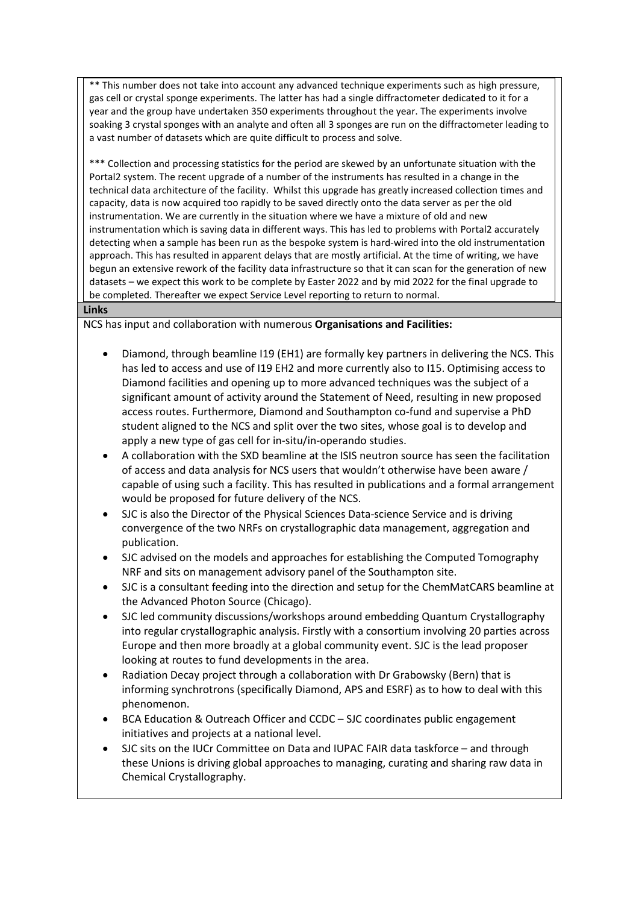** This number does not take into account any advanced technique experiments such as high pressure, gas cell or crystal sponge experiments. The latter has had a single diffractometer dedicated to it for a year and the group have undertaken 350 experiments throughout the year. The experiments involve soaking 3 crystal sponges with an analyte and often all 3 sponges are run on the diffractometer leading to a vast number of datasets which are quite difficult to process and solve.

*** Collection and processing statistics for the period are skewed by an unfortunate situation with the Portal2 system. The recent upgrade of a number of the instruments has resulted in a change in the technical data architecture of the facility. Whilst this upgrade has greatly increased collection times and capacity, data is now acquired too rapidly to be saved directly onto the data server as per the old instrumentation. We are currently in the situation where we have a mixture of old and new instrumentation which is saving data in different ways. This has led to problems with Portal2 accurately detecting when a sample has been run as the bespoke system is hard-wired into the old instrumentation approach. This has resulted in apparent delays that are mostly artificial. At the time of writing, we have begun an extensive rework of the facility data infrastructure so that it can scan for the generation of new datasets – we expect this work to be complete by Easter 2022 and by mid 2022 for the final upgrade to be completed. Thereafter we expect Service Level reporting to return to normal.

**Links**

NCS has input and collaboration with numerous **Organisations and Facilities:**

- Diamond, through beamline I19 (EH1) are formally key partners in delivering the NCS. This has led to access and use of I19 EH2 and more currently also to I15. Optimising access to Diamond facilities and opening up to more advanced techniques was the subject of a significant amount of activity around the Statement of Need, resulting in new proposed access routes. Furthermore, Diamond and Southampton co-fund and supervise a PhD student aligned to the NCS and split over the two sites, whose goal is to develop and apply a new type of gas cell for in-situ/in-operando studies.
- A collaboration with the SXD beamline at the ISIS neutron source has seen the facilitation of access and data analysis for NCS users that wouldn't otherwise have been aware / capable of using such a facility. This has resulted in publications and a formal arrangement would be proposed for future delivery of the NCS.
- SJC is also the Director of the Physical Sciences Data-science Service and is driving convergence of the two NRFs on crystallographic data management, aggregation and publication.
- SJC advised on the models and approaches for establishing the Computed Tomography NRF and sits on management advisory panel of the Southampton site.
- SJC is a consultant feeding into the direction and setup for the ChemMatCARS beamline at the Advanced Photon Source (Chicago).
- SJC led community discussions/workshops around embedding Quantum Crystallography into regular crystallographic analysis. Firstly with a consortium involving 20 parties across Europe and then more broadly at a global community event. SJC is the lead proposer looking at routes to fund developments in the area.
- Radiation Decay project through a collaboration with Dr Grabowsky (Bern) that is informing synchrotrons (specifically Diamond, APS and ESRF) as to how to deal with this phenomenon.
- BCA Education & Outreach Officer and CCDC – SJC coordinates public engagement initiatives and projects at a national level.
- SJC sits on the IUCr Committee on Data and IUPAC FAIR data taskforce – and through these Unions is driving global approaches to managing, curating and sharing raw data in Chemical Crystallography.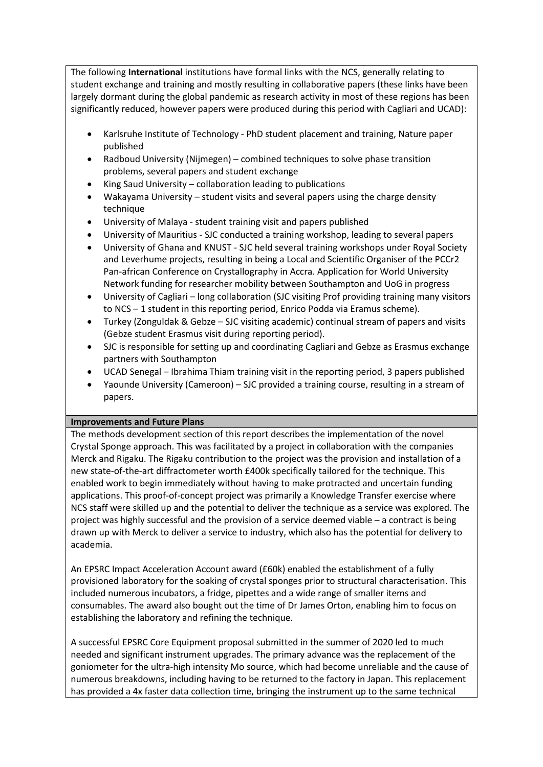The following **International** institutions have formal links with the NCS, generally relating to student exchange and training and mostly resulting in collaborative papers (these links have been largely dormant during the global pandemic as research activity in most of these regions has been significantly reduced, however papers were produced during this period with Cagliari and UCAD):

- Karlsruhe Institute of Technology - PhD student placement and training, Nature paper published
- Radboud University (Nijmegen) – combined techniques to solve phase transition problems, several papers and student exchange
- King Saud University – collaboration leading to publications
- Wakayama University – student visits and several papers using the charge density technique
- University of Malaya - student training visit and papers published
- University of Mauritius - SJC conducted a training workshop, leading to several papers
- University of Ghana and KNUST - SJC held several training workshops under Royal Society and Leverhume projects, resulting in being a Local and Scientific Organiser of the PCCr2 Pan-african Conference on Crystallography in Accra. Application for World University Network funding for researcher mobility between Southampton and UoG in progress
- University of Cagliari – long collaboration (SJC visiting Prof providing training many visitors to NCS – 1 student in this reporting period, Enrico Podda via Eramus scheme).
- Turkey (Zonguldak & Gebze – SJC visiting academic) continual stream of papers and visits (Gebze student Erasmus visit during reporting period).
- SJC is responsible for setting up and coordinating Cagliari and Gebze as Erasmus exchange partners with Southampton
- UCAD Senegal – Ibrahima Thiam training visit in the reporting period, 3 papers published
- Yaounde University (Cameroon) – SJC provided a training course, resulting in a stream of papers.

**Improvements and Future Plans**

The methods development section of this report describes the implementation of the novel Crystal Sponge approach. This was facilitated by a project in collaboration with the companies Merck and Rigaku. The Rigaku contribution to the project was the provision and installation of a new state-of-the-art diffractometer worth £400k specifically tailored for the technique. This enabled work to begin immediately without having to make protracted and uncertain funding applications. This proof-of-concept project was primarily a Knowledge Transfer exercise where NCS staff were skilled up and the potential to deliver the technique as a service was explored. The project was highly successful and the provision of a service deemed viable – a contract is being drawn up with Merck to deliver a service to industry, which also has the potential for delivery to academia.

An EPSRC Impact Acceleration Account award (£60k) enabled the establishment of a fully provisioned laboratory for the soaking of crystal sponges prior to structural characterisation. This included numerous incubators, a fridge, pipettes and a wide range of smaller items and consumables. The award also bought out the time of Dr James Orton, enabling him to focus on establishing the laboratory and refining the technique.

A successful EPSRC Core Equipment proposal submitted in the summer of 2020 led to much needed and significant instrument upgrades. The primary advance was the replacement of the goniometer for the ultra-high intensity Mo source, which had become unreliable and the cause of numerous breakdowns, including having to be returned to the factory in Japan. This replacement has provided a 4x faster data collection time, bringing the instrument up to the same technical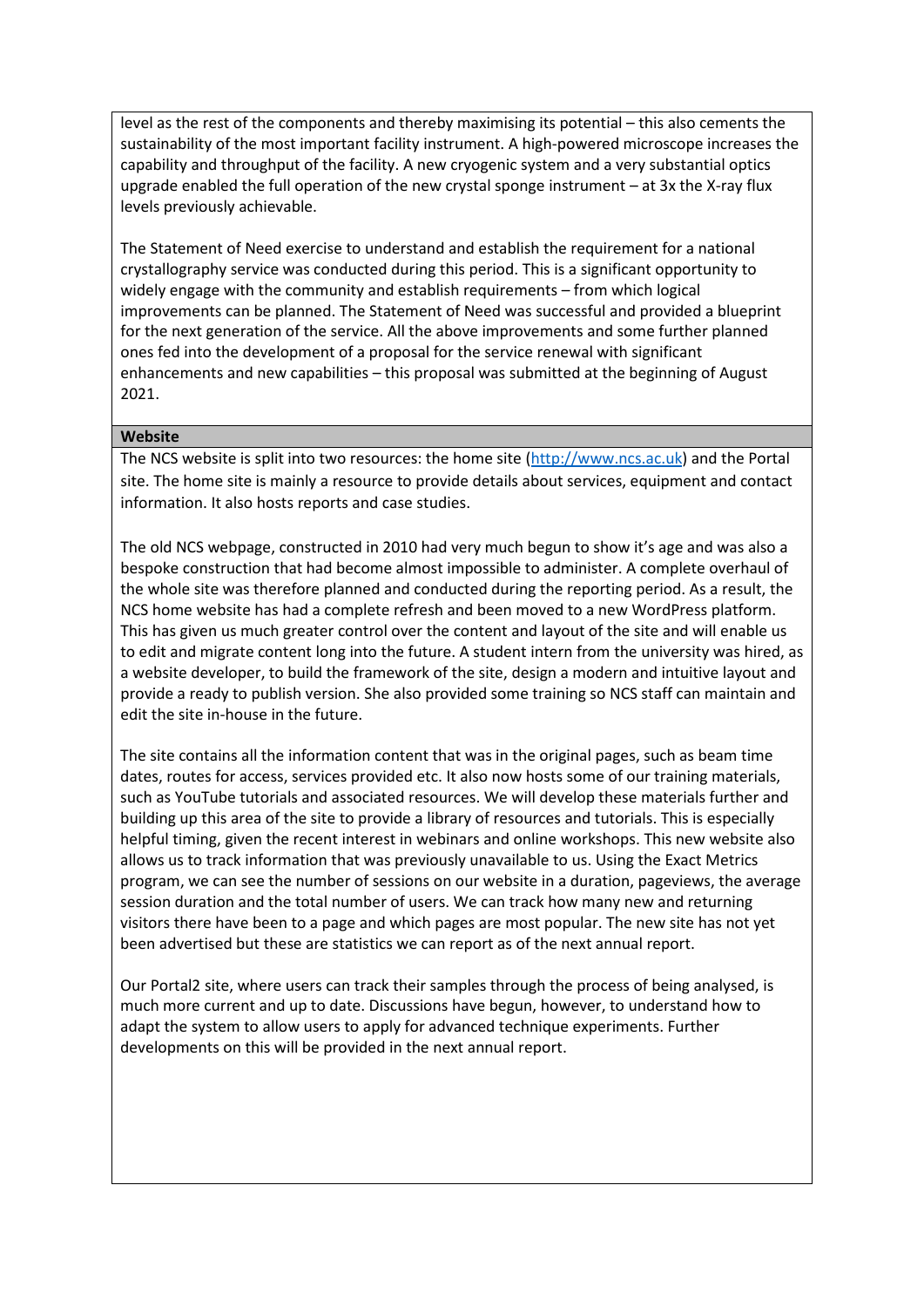level as the rest of the components and thereby maximising its potential – this also cements the sustainability of the most important facility instrument. A high-powered microscope increases the capability and throughput of the facility. A new cryogenic system and a very substantial optics upgrade enabled the full operation of the new crystal sponge instrument – at 3x the X-ray flux levels previously achievable.

The Statement of Need exercise to understand and establish the requirement for a national crystallography service was conducted during this period. This is a significant opportunity to widely engage with the community and establish requirements – from which logical improvements can be planned. The Statement of Need was successful and provided a blueprint for the next generation of the service. All the above improvements and some further planned ones fed into the development of a proposal for the service renewal with significant enhancements and new capabilities – this proposal was submitted at the beginning of August 2021.

**Website**

The NCS website is split into two resources: the home site (http://www.ncs.ac.uk) and the Portal site. The home site is mainly a resource to provide details about services, equipment and contact information. It also hosts reports and case studies.

The old NCS webpage, constructed in 2010 had very much begun to show it's age and was also a bespoke construction that had become almost impossible to administer. A complete overhaul of the whole site was therefore planned and conducted during the reporting period. As a result, the NCS home website has had a complete refresh and been moved to a new WordPress platform. This has given us much greater control over the content and layout of the site and will enable us to edit and migrate content long into the future. A student intern from the university was hired, as a website developer, to build the framework of the site, design a modern and intuitive layout and provide a ready to publish version. She also provided some training so NCS staff can maintain and edit the site in-house in the future.

The site contains all the information content that was in the original pages, such as beam time dates, routes for access, services provided etc. It also now hosts some of our training materials, such as YouTube tutorials and associated resources. We will develop these materials further and building up this area of the site to provide a library of resources and tutorials. This is especially helpful timing, given the recent interest in webinars and online workshops. This new website also allows us to track information that was previously unavailable to us. Using the Exact Metrics program, we can see the number of sessions on our website in a duration, pageviews, the average session duration and the total number of users. We can track how many new and returning visitors there have been to a page and which pages are most popular. The new site has not yet been advertised but these are statistics we can report as of the next annual report.

Our Portal2 site, where users can track their samples through the process of being analysed, is much more current and up to date. Discussions have begun, however, to understand how to adapt the system to allow users to apply for advanced technique experiments. Further developments on this will be provided in the next annual report.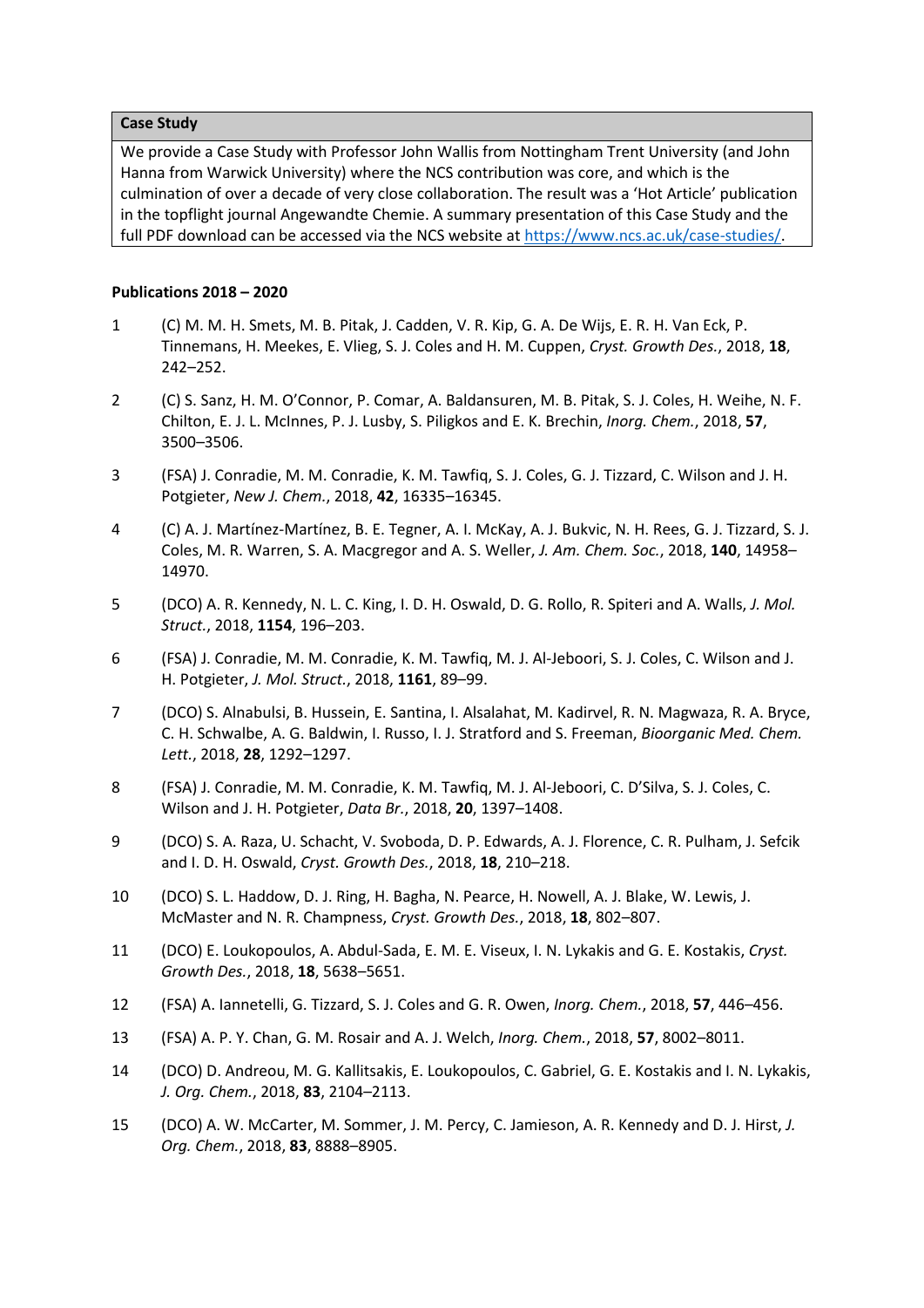**Case Study**

We provide a Case Study with Professor John Wallis from Nottingham Trent University (and John Hanna from Warwick University) where the NCS contribution was core, and which is the culmination of over a decade of very close collaboration. The result was a 'Hot Article' publication in the topflight journal Angewandte Chemie. A summary presentation of this Case Study and the full PDF download can be accessed via the NCS website at https://www.ncs.ac.uk/case-studies/.

**Publications 2018 – 2020**

1. (C) M. M. H. Smets, M. B. Pitak, J. Cadden, V. R. Kip, G. A. De Wijs, E. R. H. Van Eck, P. Tinnemans, H. Meekes, E. Vlieg, S. J. Coles and H. M. Cuppen, *Cryst. Growth Des.*, 2018, **18**, 242–252.
2. (C) S. Sanz, H. M. O'Connor, P. Comar, A. Baldansuren, M. B. Pitak, S. J. Coles, H. Weihe, N. F. Chilton, E. J. L. McInnes, P. J. Lusby, S. Piligkos and E. K. Brechin, *Inorg. Chem.*, 2018, **57**, 3500–3506.
3. (FSA) J. Conradie, M. M. Conradie, K. M. Tawfiq, S. J. Coles, G. J. Tizzard, C. Wilson and J. H. Potgieter, *New J. Chem.*, 2018, **42**, 16335–16345.
4. (C) A. J. Martínez-Martínez, B. E. Tegner, A. I. McKay, A. J. Bukvic, N. H. Rees, G. J. Tizzard, S. J. Coles, M. R. Warren, S. A. Macgregor and A. S. Weller, *J. Am. Chem. Soc.*, 2018, **140**, 14958–14970.
5. (DCO) A. R. Kennedy, N. L. C. King, I. D. H. Oswald, D. G. Rollo, R. Spiteri and A. Walls, *J. Mol. Struct.*, 2018, **1154**, 196–203.
6. (FSA) J. Conradie, M. M. Conradie, K. M. Tawfiq, M. J. Al-Jeboori, S. J. Coles, C. Wilson and J. H. Potgieter, *J. Mol. Struct.*, 2018, **1161**, 89–99.
7. (DCO) S. Alnabulsi, B. Hussein, E. Santina, I. Alsalahat, M. Kadirvel, R. N. Magwaza, R. A. Bryce, C. H. Schwalbe, A. G. Baldwin, I. Russo, I. J. Stratford and S. Freeman, *Bioorganic Med. Chem. Lett.*, 2018, **28**, 1292–1297.
8. (FSA) J. Conradie, M. M. Conradie, K. M. Tawfiq, M. J. Al-Jeboori, C. D'Silva, S. J. Coles, C. Wilson and J. H. Potgieter, *Data Br.*, 2018, **20**, 1397–1408.
9. (DCO) S. A. Raza, U. Schacht, V. Svoboda, D. P. Edwards, A. J. Florence, C. R. Pulham, J. Sefcik and I. D. H. Oswald, *Cryst. Growth Des.*, 2018, **18**, 210–218.
10. (DCO) S. L. Haddow, D. J. Ring, H. Bagha, N. Pearce, H. Nowell, A. J. Blake, W. Lewis, J. McMaster and N. R. Champness, *Cryst. Growth Des.*, 2018, **18**, 802–807.
11. (DCO) E. Loukopoulos, A. Abdul-Sada, E. M. E. Viseux, I. N. Lykakis and G. E. Kostakis, *Cryst. Growth Des.*, 2018, **18**, 5638–5651.
12. (FSA) A. Iannetelli, G. Tizzard, S. J. Coles and G. R. Owen, *Inorg. Chem.*, 2018, **57**, 446–456.
13. (FSA) A. P. Y. Chan, G. M. Rosair and A. J. Welch, *Inorg. Chem.*, 2018, **57**, 8002–8011.
14. (DCO) D. Andreou, M. G. Kallitsakis, E. Loukopoulos, C. Gabriel, G. E. Kostakis and I. N. Lykakis, *J. Org. Chem.*, 2018, **83**, 2104–2113.
15. (DCO) A. W. McCarter, M. Sommer, J. M. Percy, C. Jamieson, A. R. Kennedy and D. J. Hirst, *J. Org. Chem.*, 2018, **83**, 8888–8905.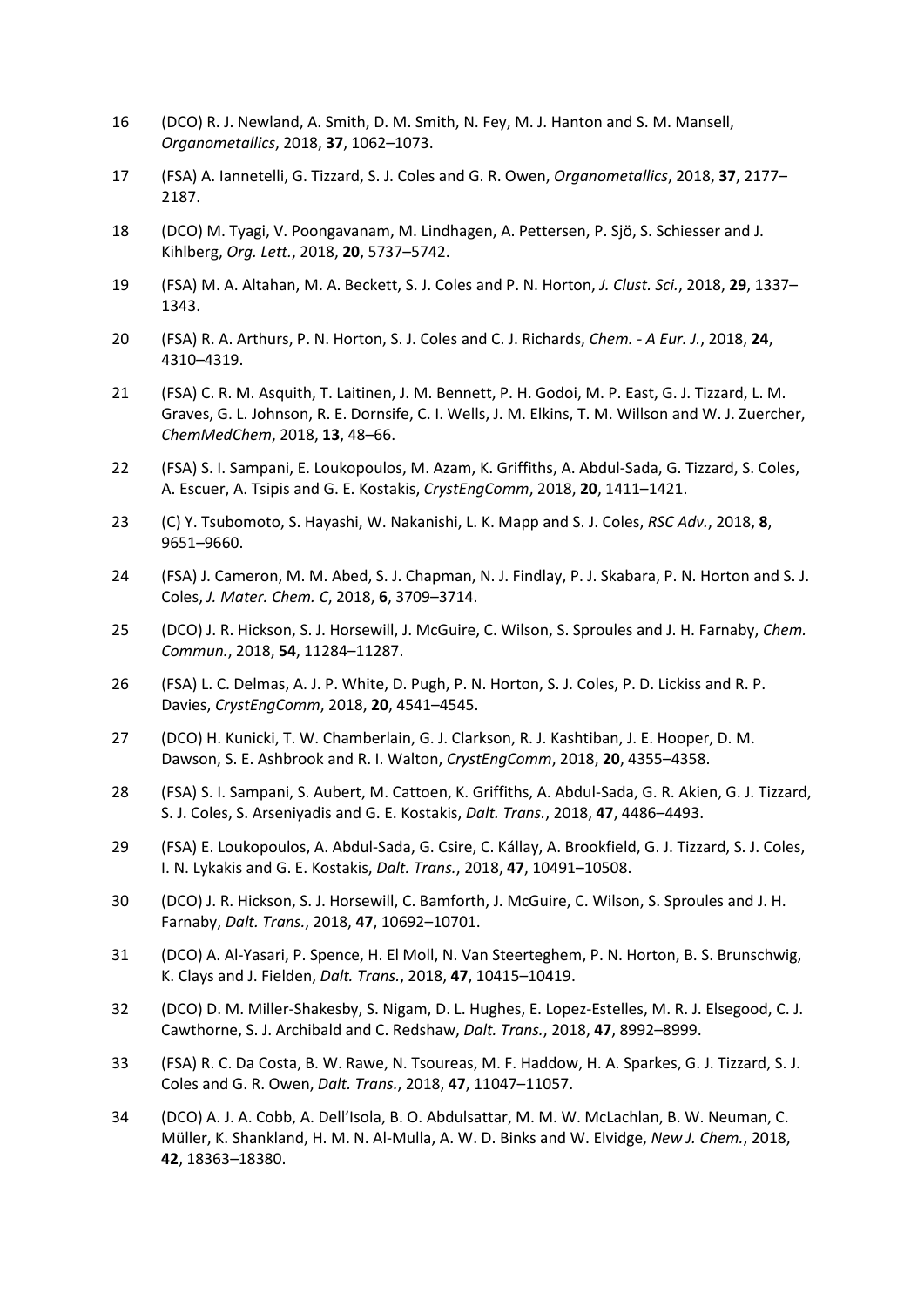16 (DCO) R. J. Newland, A. Smith, D. M. Smith, N. Fey, M. J. Hanton and S. M. Mansell, *Organometallics*, 2018, **37**, 1062–1073.

17 (FSA) A. Iannetelli, G. Tizzard, S. J. Coles and G. R. Owen, *Organometallics*, 2018, **37**, 2177–2187.

18 (DCO) M. Tyagi, V. Poongavanam, M. Lindhagen, A. Pettersen, P. Sjö, S. Schiesser and J. Kihlberg, *Org. Lett.*, 2018, **20**, 5737–5742.

19 (FSA) M. A. Altahan, M. A. Beckett, S. J. Coles and P. N. Horton, *J. Clust. Sci.*, 2018, **29**, 1337–1343.

20 (FSA) R. A. Arthurs, P. N. Horton, S. J. Coles and C. J. Richards, *Chem. - A Eur. J.*, 2018, **24**, 4310–4319.

21 (FSA) C. R. M. Asquith, T. Laitinen, J. M. Bennett, P. H. Godoi, M. P. East, G. J. Tizzard, L. M. Graves, G. L. Johnson, R. E. Dornsife, C. I. Wells, J. M. Elkins, T. M. Willson and W. J. Zuercher, *ChemMedChem*, 2018, **13**, 48–66.

22 (FSA) S. I. Sampani, E. Loukopoulos, M. Azam, K. Griffiths, A. Abdul-Sada, G. Tizzard, S. Coles, A. Escuer, A. Tsipis and G. E. Kostakis, *CrystEngComm*, 2018, **20**, 1411–1421.

23 (C) Y. Tsubomoto, S. Hayashi, W. Nakanishi, L. K. Mapp and S. J. Coles, *RSC Adv.*, 2018, **8**, 9651–9660.

24 (FSA) J. Cameron, M. M. Abed, S. J. Chapman, N. J. Findlay, P. J. Skabara, P. N. Horton and S. J. Coles, *J. Mater. Chem. C*, 2018, **6**, 3709–3714.

25 (DCO) J. R. Hickson, S. J. Horsewill, J. McGuire, C. Wilson, S. Sproules and J. H. Farnaby, *Chem. Commun.*, 2018, **54**, 11284–11287.

26 (FSA) L. C. Delmas, A. J. P. White, D. Pugh, P. N. Horton, S. J. Coles, P. D. Lickiss and R. P. Davies, *CrystEngComm*, 2018, **20**, 4541–4545.

27 (DCO) H. Kunicki, T. W. Chamberlain, G. J. Clarkson, R. J. Kashtiban, J. E. Hooper, D. M. Dawson, S. E. Ashbrook and R. I. Walton, *CrystEngComm*, 2018, **20**, 4355–4358.

28 (FSA) S. I. Sampani, S. Aubert, M. Cattoen, K. Griffiths, A. Abdul-Sada, G. R. Akien, G. J. Tizzard, S. J. Coles, S. Arseniyadis and G. E. Kostakis, *Dalt. Trans.*, 2018, **47**, 4486–4493.

29 (FSA) E. Loukopoulos, A. Abdul-Sada, G. Csire, C. Kállay, A. Brookfield, G. J. Tizzard, S. J. Coles, I. N. Lykakis and G. E. Kostakis, *Dalt. Trans.*, 2018, **47**, 10491–10508.

30 (DCO) J. R. Hickson, S. J. Horsewill, C. Bamforth, J. McGuire, C. Wilson, S. Sproules and J. H. Farnaby, *Dalt. Trans.*, 2018, **47**, 10692–10701.

31 (DCO) A. Al-Yasari, P. Spence, H. El Moll, N. Van Steerteghem, P. N. Horton, B. S. Brunschwig, K. Clays and J. Fielden, *Dalt. Trans.*, 2018, **47**, 10415–10419.

32 (DCO) D. M. Miller-Shakesby, S. Nigam, D. L. Hughes, E. Lopez-Estelles, M. R. J. Elsegood, C. J. Cawthorne, S. J. Archibald and C. Redshaw, *Dalt. Trans.*, 2018, **47**, 8992–8999.

33 (FSA) R. C. Da Costa, B. W. Rawe, N. Tsoureas, M. F. Haddow, H. A. Sparkes, G. J. Tizzard, S. J. Coles and G. R. Owen, *Dalt. Trans.*, 2018, **47**, 11047–11057.

34 (DCO) A. J. A. Cobb, A. Dell'Isola, B. O. Abdulsattar, M. M. W. McLachlan, B. W. Neuman, C. Müller, K. Shankland, H. M. N. Al-Mulla, A. W. D. Binks and W. Elvidge, *New J. Chem.*, 2018, **42**, 18363–18380.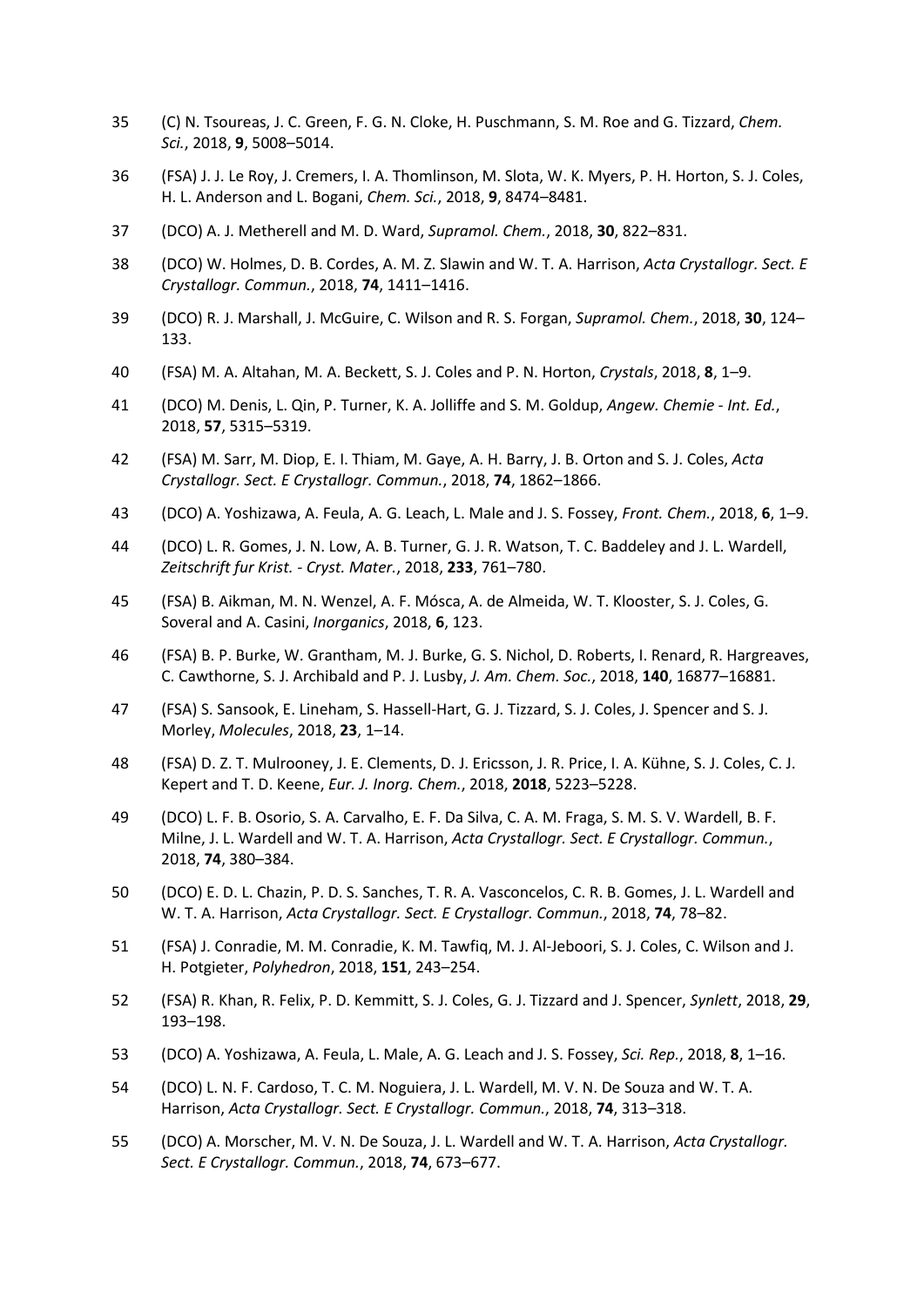35 (C) N. Tsoureas, J. C. Green, F. G. N. Cloke, H. Puschmann, S. M. Roe and G. Tizzard, *Chem. Sci.*, 2018, **9**, 5008–5014.

36 (FSA) J. J. Le Roy, J. Cremers, I. A. Thomlinson, M. Slota, W. K. Myers, P. H. Horton, S. J. Coles, H. L. Anderson and L. Bogani, *Chem. Sci.*, 2018, **9**, 8474–8481.

37 (DCO) A. J. Metherell and M. D. Ward, *Supramol. Chem.*, 2018, **30**, 822–831.

38 (DCO) W. Holmes, D. B. Cordes, A. M. Z. Slawin and W. T. A. Harrison, *Acta Crystallogr. Sect. E Crystallogr. Commun.*, 2018, **74**, 1411–1416.

39 (DCO) R. J. Marshall, J. McGuire, C. Wilson and R. S. Forgan, *Supramol. Chem.*, 2018, **30**, 124–133.

40 (FSA) M. A. Altahan, M. A. Beckett, S. J. Coles and P. N. Horton, *Crystals*, 2018, **8**, 1–9.

41 (DCO) M. Denis, L. Qin, P. Turner, K. A. Jolliffe and S. M. Goldup, *Angew. Chemie - Int. Ed.*, 2018, **57**, 5315–5319.

42 (FSA) M. Sarr, M. Diop, E. I. Thiam, M. Gaye, A. H. Barry, J. B. Orton and S. J. Coles, *Acta Crystallogr. Sect. E Crystallogr. Commun.*, 2018, **74**, 1862–1866.

43 (DCO) A. Yoshizawa, A. Feula, A. G. Leach, L. Male and J. S. Fossey, *Front. Chem.*, 2018, **6**, 1–9.

44 (DCO) L. R. Gomes, J. N. Low, A. B. Turner, G. J. R. Watson, T. C. Baddeley and J. L. Wardell, *Zeitschrift fur Krist. - Cryst. Mater.*, 2018, **233**, 761–780.

45 (FSA) B. Aikman, M. N. Wenzel, A. F. Mósca, A. de Almeida, W. T. Klooster, S. J. Coles, G. Soveral and A. Casini, *Inorganics*, 2018, **6**, 123.

46 (FSA) B. P. Burke, W. Grantham, M. J. Burke, G. S. Nichol, D. Roberts, I. Renard, R. Hargreaves, C. Cawthorne, S. J. Archibald and P. J. Lusby, *J. Am. Chem. Soc.*, 2018, **140**, 16877–16881.

47 (FSA) S. Sansook, E. Lineham, S. Hassell-Hart, G. J. Tizzard, S. J. Coles, J. Spencer and S. J. Morley, *Molecules*, 2018, **23**, 1–14.

48 (FSA) D. Z. T. Mulrooney, J. E. Clements, D. J. Ericsson, J. R. Price, I. A. Kühne, S. J. Coles, C. J. Kepert and T. D. Keene, *Eur. J. Inorg. Chem.*, 2018, **2018**, 5223–5228.

49 (DCO) L. F. B. Osorio, S. A. Carvalho, E. F. Da Silva, C. A. M. Fraga, S. M. S. V. Wardell, B. F. Milne, J. L. Wardell and W. T. A. Harrison, *Acta Crystallogr. Sect. E Crystallogr. Commun.*, 2018, **74**, 380–384.

50 (DCO) E. D. L. Chazin, P. D. S. Sanches, T. R. A. Vasconcelos, C. R. B. Gomes, J. L. Wardell and W. T. A. Harrison, *Acta Crystallogr. Sect. E Crystallogr. Commun.*, 2018, **74**, 78–82.

51 (FSA) J. Conradie, M. M. Conradie, K. M. Tawfiq, M. J. Al-Jeboori, S. J. Coles, C. Wilson and J. H. Potgieter, *Polyhedron*, 2018, **151**, 243–254.

52 (FSA) R. Khan, R. Felix, P. D. Kemmitt, S. J. Coles, G. J. Tizzard and J. Spencer, *Synlett*, 2018, **29**, 193–198.

53 (DCO) A. Yoshizawa, A. Feula, L. Male, A. G. Leach and J. S. Fossey, *Sci. Rep.*, 2018, **8**, 1–16.

54 (DCO) L. N. F. Cardoso, T. C. M. Noguiera, J. L. Wardell, M. V. N. De Souza and W. T. A. Harrison, *Acta Crystallogr. Sect. E Crystallogr. Commun.*, 2018, **74**, 313–318.

55 (DCO) A. Morscher, M. V. N. De Souza, J. L. Wardell and W. T. A. Harrison, *Acta Crystallogr. Sect. E Crystallogr. Commun.*, 2018, **74**, 673–677.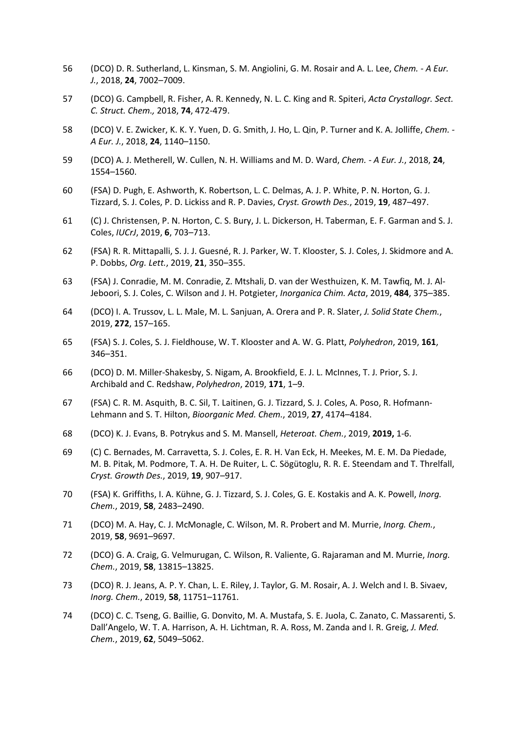56 (DCO) D. R. Sutherland, L. Kinsman, S. M. Angiolini, G. M. Rosair and A. L. Lee, *Chem. - A Eur. J.*, 2018, **24**, 7002–7009.

57 (DCO) G. Campbell, R. Fisher, A. R. Kennedy, N. L. C. King and R. Spiteri, *Acta Crystallogr. Sect. C. Struct. Chem.,* 2018, **74**, 472-479.

58 (DCO) V. E. Zwicker, K. K. Y. Yuen, D. G. Smith, J. Ho, L. Qin, P. Turner and K. A. Jolliffe, *Chem. - A Eur. J.*, 2018, **24**, 1140–1150.

59 (DCO) A. J. Metherell, W. Cullen, N. H. Williams and M. D. Ward, *Chem. - A Eur. J.*, 2018, **24**, 1554–1560.

60 (FSA) D. Pugh, E. Ashworth, K. Robertson, L. C. Delmas, A. J. P. White, P. N. Horton, G. J. Tizzard, S. J. Coles, P. D. Lickiss and R. P. Davies, *Cryst. Growth Des.*, 2019, **19**, 487–497.

61 (C) J. Christensen, P. N. Horton, C. S. Bury, J. L. Dickerson, H. Taberman, E. F. Garman and S. J. Coles, *IUCrJ*, 2019, **6**, 703–713.

62 (FSA) R. R. Mittapalli, S. J. J. Guesné, R. J. Parker, W. T. Klooster, S. J. Coles, J. Skidmore and A. P. Dobbs, *Org. Lett.*, 2019, **21**, 350–355.

63 (FSA) J. Conradie, M. M. Conradie, Z. Mtshali, D. van der Westhuizen, K. M. Tawfiq, M. J. Al-Jeboori, S. J. Coles, C. Wilson and J. H. Potgieter, *Inorganica Chim. Acta*, 2019, **484**, 375–385.

64 (DCO) I. A. Trussov, L. L. Male, M. L. Sanjuan, A. Orera and P. R. Slater, *J. Solid State Chem.*, 2019, **272**, 157–165.

65 (FSA) S. J. Coles, S. J. Fieldhouse, W. T. Klooster and A. W. G. Platt, *Polyhedron*, 2019, **161**, 346–351.

66 (DCO) D. M. Miller-Shakesby, S. Nigam, A. Brookfield, E. J. L. McInnes, T. J. Prior, S. J. Archibald and C. Redshaw, *Polyhedron*, 2019, **171**, 1–9.

67 (FSA) C. R. M. Asquith, B. C. Sil, T. Laitinen, G. J. Tizzard, S. J. Coles, A. Poso, R. Hofmann-Lehmann and S. T. Hilton, *Bioorganic Med. Chem.*, 2019, **27**, 4174–4184.

68 (DCO) K. J. Evans, B. Potrykus and S. M. Mansell, *Heteroat. Chem.*, 2019, **2019,** 1-6.

69 (C) C. Bernades, M. Carravetta, S. J. Coles, E. R. H. Van Eck, H. Meekes, M. E. M. Da Piedade, M. B. Pitak, M. Podmore, T. A. H. De Ruiter, L. C. Sögütoglu, R. R. E. Steendam and T. Threlfall, *Cryst. Growth Des.*, 2019, **19**, 907–917.

70 (FSA) K. Griffiths, I. A. Kühne, G. J. Tizzard, S. J. Coles, G. E. Kostakis and A. K. Powell, *Inorg. Chem.*, 2019, **58**, 2483–2490.

71 (DCO) M. A. Hay, C. J. McMonagle, C. Wilson, M. R. Probert and M. Murrie, *Inorg. Chem.*, 2019, **58**, 9691–9697.

72 (DCO) G. A. Craig, G. Velmurugan, C. Wilson, R. Valiente, G. Rajaraman and M. Murrie, *Inorg. Chem.*, 2019, **58**, 13815–13825.

73 (DCO) R. J. Jeans, A. P. Y. Chan, L. E. Riley, J. Taylor, G. M. Rosair, A. J. Welch and I. B. Sivaev, *Inorg. Chem.*, 2019, **58**, 11751–11761.

74 (DCO) C. C. Tseng, G. Baillie, G. Donvito, M. A. Mustafa, S. E. Juola, C. Zanato, C. Massarenti, S. Dall'Angelo, W. T. A. Harrison, A. H. Lichtman, R. A. Ross, M. Zanda and I. R. Greig, *J. Med. Chem.*, 2019, **62**, 5049–5062.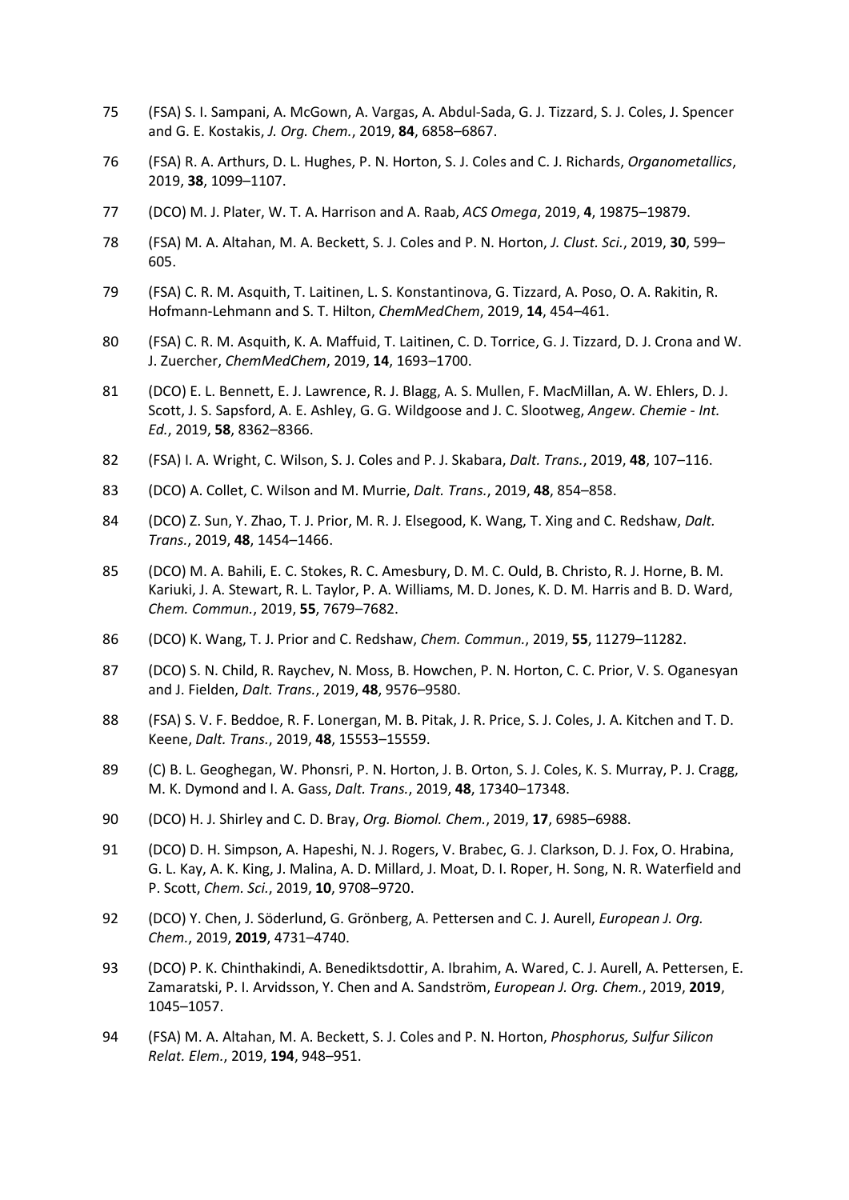75 (FSA) S. I. Sampani, A. McGown, A. Vargas, A. Abdul-Sada, G. J. Tizzard, S. J. Coles, J. Spencer and G. E. Kostakis, *J. Org. Chem.*, 2019, **84**, 6858–6867.

76 (FSA) R. A. Arthurs, D. L. Hughes, P. N. Horton, S. J. Coles and C. J. Richards, *Organometallics*, 2019, **38**, 1099–1107.

77 (DCO) M. J. Plater, W. T. A. Harrison and A. Raab, *ACS Omega*, 2019, **4**, 19875–19879.

78 (FSA) M. A. Altahan, M. A. Beckett, S. J. Coles and P. N. Horton, *J. Clust. Sci.*, 2019, **30**, 599–605.

79 (FSA) C. R. M. Asquith, T. Laitinen, L. S. Konstantinova, G. Tizzard, A. Poso, O. A. Rakitin, R. Hofmann-Lehmann and S. T. Hilton, *ChemMedChem*, 2019, **14**, 454–461.

80 (FSA) C. R. M. Asquith, K. A. Maffuid, T. Laitinen, C. D. Torrice, G. J. Tizzard, D. J. Crona and W. J. Zuercher, *ChemMedChem*, 2019, **14**, 1693–1700.

81 (DCO) E. L. Bennett, E. J. Lawrence, R. J. Blagg, A. S. Mullen, F. MacMillan, A. W. Ehlers, D. J. Scott, J. S. Sapsford, A. E. Ashley, G. G. Wildgoose and J. C. Slootweg, *Angew. Chemie - Int. Ed.*, 2019, **58**, 8362–8366.

82 (FSA) I. A. Wright, C. Wilson, S. J. Coles and P. J. Skabara, *Dalt. Trans.*, 2019, **48**, 107–116.

83 (DCO) A. Collet, C. Wilson and M. Murrie, *Dalt. Trans.*, 2019, **48**, 854–858.

84 (DCO) Z. Sun, Y. Zhao, T. J. Prior, M. R. J. Elsegood, K. Wang, T. Xing and C. Redshaw, *Dalt. Trans.*, 2019, **48**, 1454–1466.

85 (DCO) M. A. Bahili, E. C. Stokes, R. C. Amesbury, D. M. C. Ould, B. Christo, R. J. Horne, B. M. Kariuki, J. A. Stewart, R. L. Taylor, P. A. Williams, M. D. Jones, K. D. M. Harris and B. D. Ward, *Chem. Commun.*, 2019, **55**, 7679–7682.

86 (DCO) K. Wang, T. J. Prior and C. Redshaw, *Chem. Commun.*, 2019, **55**, 11279–11282.

87 (DCO) S. N. Child, R. Raychev, N. Moss, B. Howchen, P. N. Horton, C. C. Prior, V. S. Oganesyan and J. Fielden, *Dalt. Trans.*, 2019, **48**, 9576–9580.

88 (FSA) S. V. F. Beddoe, R. F. Lonergan, M. B. Pitak, J. R. Price, S. J. Coles, J. A. Kitchen and T. D. Keene, *Dalt. Trans.*, 2019, **48**, 15553–15559.

89 (C) B. L. Geoghegan, W. Phonsri, P. N. Horton, J. B. Orton, S. J. Coles, K. S. Murray, P. J. Cragg, M. K. Dymond and I. A. Gass, *Dalt. Trans.*, 2019, **48**, 17340–17348.

90 (DCO) H. J. Shirley and C. D. Bray, *Org. Biomol. Chem.*, 2019, **17**, 6985–6988.

91 (DCO) D. H. Simpson, A. Hapeshi, N. J. Rogers, V. Brabec, G. J. Clarkson, D. J. Fox, O. Hrabina, G. L. Kay, A. K. King, J. Malina, A. D. Millard, J. Moat, D. I. Roper, H. Song, N. R. Waterfield and P. Scott, *Chem. Sci.*, 2019, **10**, 9708–9720.

92 (DCO) Y. Chen, J. Söderlund, G. Grönberg, A. Pettersen and C. J. Aurell, *European J. Org. Chem.*, 2019, **2019**, 4731–4740.

93 (DCO) P. K. Chinthakindi, A. Benediktsdottir, A. Ibrahim, A. Wared, C. J. Aurell, A. Pettersen, E. Zamaratski, P. I. Arvidsson, Y. Chen and A. Sandström, *European J. Org. Chem.*, 2019, **2019**, 1045–1057.

94 (FSA) M. A. Altahan, M. A. Beckett, S. J. Coles and P. N. Horton, *Phosphorus, Sulfur Silicon Relat. Elem.*, 2019, **194**, 948–951.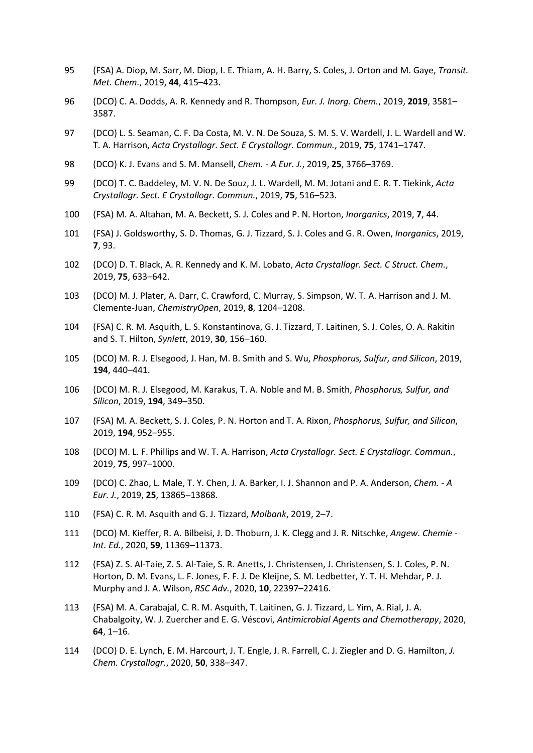95 (FSA) A. Diop, M. Sarr, M. Diop, I. E. Thiam, A. H. Barry, S. Coles, J. Orton and M. Gaye, *Transit. Met. Chem.*, 2019, **44**, 415–423.

96 (DCO) C. A. Dodds, A. R. Kennedy and R. Thompson, *Eur. J. Inorg. Chem.*, 2019, **2019**, 3581–3587.

97 (DCO) L. S. Seaman, C. F. Da Costa, M. V. N. De Souza, S. M. S. V. Wardell, J. L. Wardell and W. T. A. Harrison, *Acta Crystallogr. Sect. E Crystallogr. Commun.*, 2019, **75**, 1741–1747.

98 (DCO) K. J. Evans and S. M. Mansell, *Chem. - A Eur. J.*, 2019, **25**, 3766–3769.

99 (DCO) T. C. Baddeley, M. V. N. De Souz, J. L. Wardell, M. M. Jotani and E. R. T. Tiekink, *Acta Crystallogr. Sect. E Crystallogr. Commun.*, 2019, **75**, 516–523.

100 (FSA) M. A. Altahan, M. A. Beckett, S. J. Coles and P. N. Horton, *Inorganics*, 2019, **7**, 44.

101 (FSA) J. Goldsworthy, S. D. Thomas, G. J. Tizzard, S. J. Coles and G. R. Owen, *Inorganics*, 2019, **7**, 93.

102 (DCO) D. T. Black, A. R. Kennedy and K. M. Lobato, *Acta Crystallogr. Sect. C Struct. Chem.*, 2019, **75**, 633–642.

103 (DCO) M. J. Plater, A. Darr, C. Crawford, C. Murray, S. Simpson, W. T. A. Harrison and J. M. Clemente-Juan, *ChemistryOpen*, 2019, **8**, 1204–1208.

104 (FSA) C. R. M. Asquith, L. S. Konstantinova, G. J. Tizzard, T. Laitinen, S. J. Coles, O. A. Rakitin and S. T. Hilton, *Synlett*, 2019, **30**, 156–160.

105 (DCO) M. R. J. Elsegood, J. Han, M. B. Smith and S. Wu, *Phosphorus, Sulfur, and Silicon*, 2019, **194**, 440–441.

106 (DCO) M. R. J. Elsegood, M. Karakus, T. A. Noble and M. B. Smith, *Phosphorus, Sulfur, and Silicon*, 2019, **194**, 349–350.

107 (FSA) M. A. Beckett, S. J. Coles, P. N. Horton and T. A. Rixon, *Phosphorus, Sulfur, and Silicon*, 2019, **194**, 952–955.

108 (DCO) M. L. F. Phillips and W. T. A. Harrison, *Acta Crystallogr. Sect. E Crystallogr. Commun.*, 2019, **75**, 997–1000.

109 (DCO) C. Zhao, L. Male, T. Y. Chen, J. A. Barker, I. J. Shannon and P. A. Anderson, *Chem. - A Eur. J.*, 2019, **25**, 13865–13868.

110 (FSA) C. R. M. Asquith and G. J. Tizzard, *Molbank*, 2019, 2–7.

111 (DCO) M. Kieffer, R. A. Bilbeisi, J. D. Thoburn, J. K. Clegg and J. R. Nitschke, *Angew. Chemie - Int. Ed.*, 2020, **59**, 11369–11373.

112 (FSA) Z. S. Al-Taie, Z. S. Al-Taie, S. R. Anetts, J. Christensen, J. Christensen, S. J. Coles, P. N. Horton, D. M. Evans, L. F. Jones, F. F. J. De Kleijne, S. M. Ledbetter, Y. T. H. Mehdar, P. J. Murphy and J. A. Wilson, *RSC Adv.*, 2020, **10**, 22397–22416.

113 (FSA) M. A. Carabajal, C. R. M. Asquith, T. Laitinen, G. J. Tizzard, L. Yim, A. Rial, J. A. Chabalgoity, W. J. Zuercher and E. G. Véscovi, *Antimicrobial Agents and Chemotherapy*, 2020, **64**, 1–16.

114 (DCO) D. E. Lynch, E. M. Harcourt, J. T. Engle, J. R. Farrell, C. J. Ziegler and D. G. Hamilton, *J. Chem. Crystallogr.*, 2020, **50**, 338–347.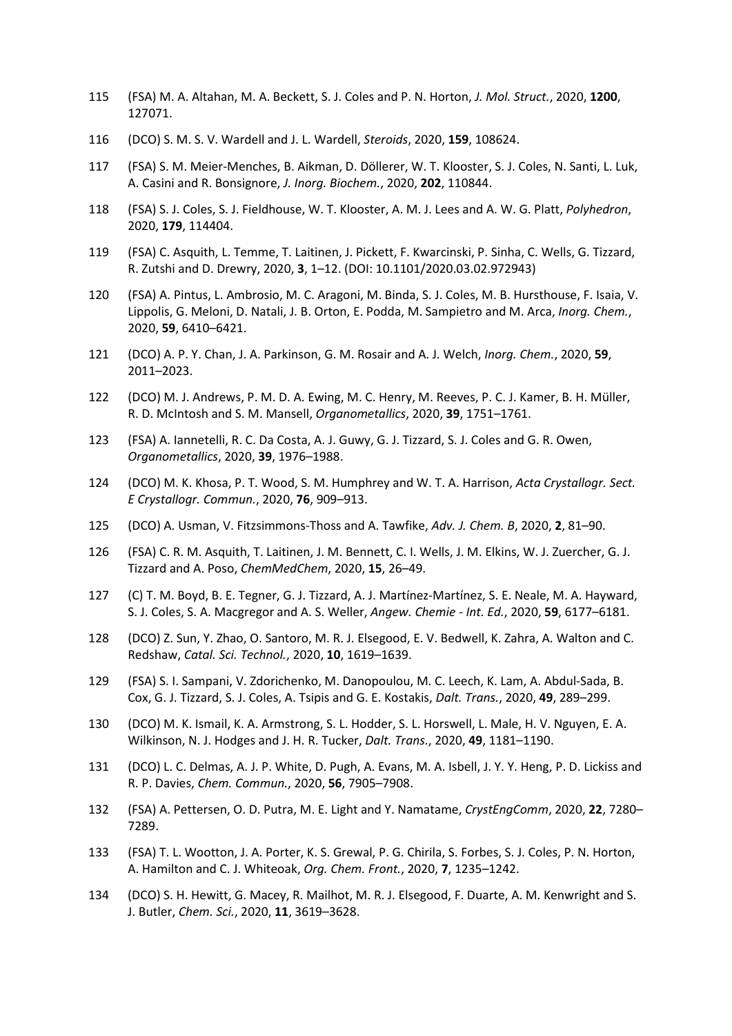115 (FSA) M. A. Altahan, M. A. Beckett, S. J. Coles and P. N. Horton, *J. Mol. Struct.*, 2020, **1200**, 127071.

116 (DCO) S. M. S. V. Wardell and J. L. Wardell, *Steroids*, 2020, **159**, 108624.

117 (FSA) S. M. Meier-Menches, B. Aikman, D. Döllerer, W. T. Klooster, S. J. Coles, N. Santi, L. Luk, A. Casini and R. Bonsignore, *J. Inorg. Biochem.*, 2020, **202**, 110844.

118 (FSA) S. J. Coles, S. J. Fieldhouse, W. T. Klooster, A. M. J. Lees and A. W. G. Platt, *Polyhedron*, 2020, **179**, 114404.

119 (FSA) C. Asquith, L. Temme, T. Laitinen, J. Pickett, F. Kwarcinski, P. Sinha, C. Wells, G. Tizzard, R. Zutshi and D. Drewry, 2020, **3**, 1–12. (DOI: 10.1101/2020.03.02.972943)

120 (FSA) A. Pintus, L. Ambrosio, M. C. Aragoni, M. Binda, S. J. Coles, M. B. Hursthouse, F. Isaia, V. Lippolis, G. Meloni, D. Natali, J. B. Orton, E. Podda, M. Sampietro and M. Arca, *Inorg. Chem.*, 2020, **59**, 6410–6421.

121 (DCO) A. P. Y. Chan, J. A. Parkinson, G. M. Rosair and A. J. Welch, *Inorg. Chem.*, 2020, **59**, 2011–2023.

122 (DCO) M. J. Andrews, P. M. D. A. Ewing, M. C. Henry, M. Reeves, P. C. J. Kamer, B. H. Müller, R. D. McIntosh and S. M. Mansell, *Organometallics*, 2020, **39**, 1751–1761.

123 (FSA) A. Iannetelli, R. C. Da Costa, A. J. Guwy, G. J. Tizzard, S. J. Coles and G. R. Owen, *Organometallics*, 2020, **39**, 1976–1988.

124 (DCO) M. K. Khosa, P. T. Wood, S. M. Humphrey and W. T. A. Harrison, *Acta Crystallogr. Sect. E Crystallogr. Commun.*, 2020, **76**, 909–913.

125 (DCO) A. Usman, V. Fitzsimmons-Thoss and A. Tawfike, *Adv. J. Chem. B*, 2020, **2**, 81–90.

126 (FSA) C. R. M. Asquith, T. Laitinen, J. M. Bennett, C. I. Wells, J. M. Elkins, W. J. Zuercher, G. J. Tizzard and A. Poso, *ChemMedChem*, 2020, **15**, 26–49.

127 (C) T. M. Boyd, B. E. Tegner, G. J. Tizzard, A. J. Martínez-Martínez, S. E. Neale, M. A. Hayward, S. J. Coles, S. A. Macgregor and A. S. Weller, *Angew. Chemie - Int. Ed.*, 2020, **59**, 6177–6181.

128 (DCO) Z. Sun, Y. Zhao, O. Santoro, M. R. J. Elsegood, E. V. Bedwell, K. Zahra, A. Walton and C. Redshaw, *Catal. Sci. Technol.*, 2020, **10**, 1619–1639.

129 (FSA) S. I. Sampani, V. Zdorichenko, M. Danopoulou, M. C. Leech, K. Lam, A. Abdul-Sada, B. Cox, G. J. Tizzard, S. J. Coles, A. Tsipis and G. E. Kostakis, *Dalt. Trans.*, 2020, **49**, 289–299.

130 (DCO) M. K. Ismail, K. A. Armstrong, S. L. Hodder, S. L. Horswell, L. Male, H. V. Nguyen, E. A. Wilkinson, N. J. Hodges and J. H. R. Tucker, *Dalt. Trans.*, 2020, **49**, 1181–1190.

131 (DCO) L. C. Delmas, A. J. P. White, D. Pugh, A. Evans, M. A. Isbell, J. Y. Y. Heng, P. D. Lickiss and R. P. Davies, *Chem. Commun.*, 2020, **56**, 7905–7908.

132 (FSA) A. Pettersen, O. D. Putra, M. E. Light and Y. Namatame, *CrystEngComm*, 2020, **22**, 7280–7289.

133 (FSA) T. L. Wootton, J. A. Porter, K. S. Grewal, P. G. Chirila, S. Forbes, S. J. Coles, P. N. Horton, A. Hamilton and C. J. Whiteoak, *Org. Chem. Front.*, 2020, **7**, 1235–1242.

134 (DCO) S. H. Hewitt, G. Macey, R. Mailhot, M. R. J. Elsegood, F. Duarte, A. M. Kenwright and S. J. Butler, *Chem. Sci.*, 2020, **11**, 3619–3628.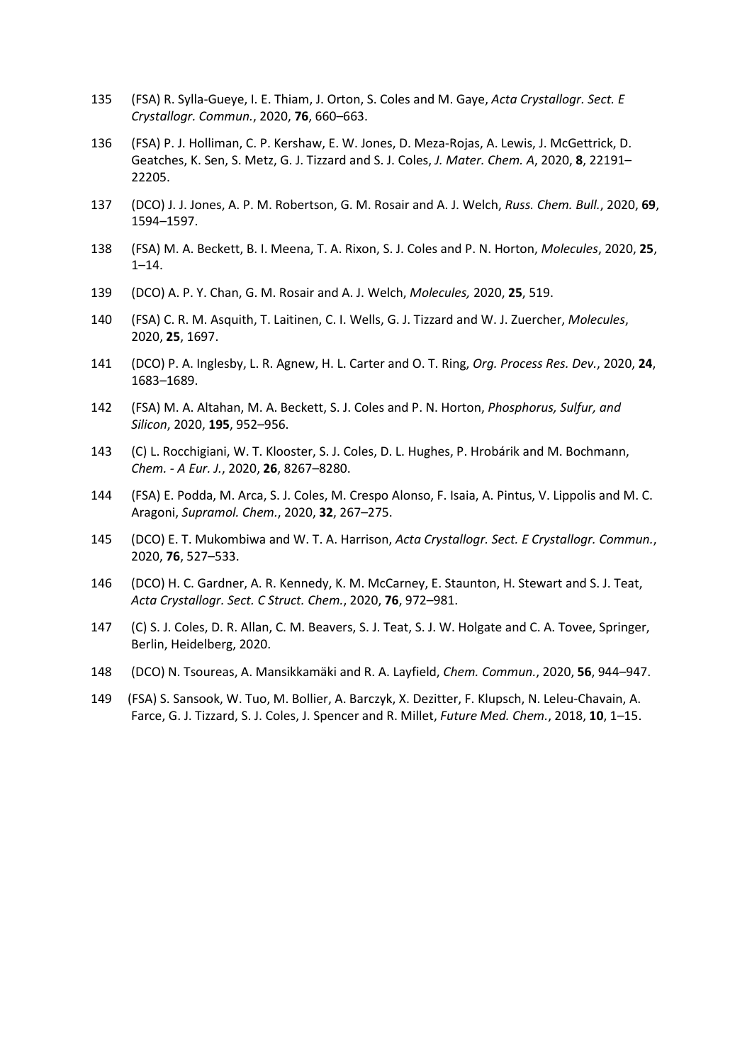135 (FSA) R. Sylla-Gueye, I. E. Thiam, J. Orton, S. Coles and M. Gaye, *Acta Crystallogr. Sect. E Crystallogr. Commun.*, 2020, **76**, 660–663.

136 (FSA) P. J. Holliman, C. P. Kershaw, E. W. Jones, D. Meza-Rojas, A. Lewis, J. McGettrick, D. Geatches, K. Sen, S. Metz, G. J. Tizzard and S. J. Coles, *J. Mater. Chem. A*, 2020, **8**, 22191–22205.

137 (DCO) J. J. Jones, A. P. M. Robertson, G. M. Rosair and A. J. Welch, *Russ. Chem. Bull.*, 2020, **69**, 1594–1597.

138 (FSA) M. A. Beckett, B. I. Meena, T. A. Rixon, S. J. Coles and P. N. Horton, *Molecules*, 2020, **25**, 1–14.

139 (DCO) A. P. Y. Chan, G. M. Rosair and A. J. Welch, *Molecules,* 2020, **25**, 519.

140 (FSA) C. R. M. Asquith, T. Laitinen, C. I. Wells, G. J. Tizzard and W. J. Zuercher, *Molecules*, 2020, **25**, 1697.

141 (DCO) P. A. Inglesby, L. R. Agnew, H. L. Carter and O. T. Ring, *Org. Process Res. Dev.*, 2020, **24**, 1683–1689.

142 (FSA) M. A. Altahan, M. A. Beckett, S. J. Coles and P. N. Horton, *Phosphorus, Sulfur, and Silicon*, 2020, **195**, 952–956.

143 (C) L. Rocchigiani, W. T. Klooster, S. J. Coles, D. L. Hughes, P. Hrobárik and M. Bochmann, *Chem. - A Eur. J.*, 2020, **26**, 8267–8280.

144 (FSA) E. Podda, M. Arca, S. J. Coles, M. Crespo Alonso, F. Isaia, A. Pintus, V. Lippolis and M. C. Aragoni, *Supramol. Chem.*, 2020, **32**, 267–275.

145 (DCO) E. T. Mukombiwa and W. T. A. Harrison, *Acta Crystallogr. Sect. E Crystallogr. Commun.*, 2020, **76**, 527–533.

146 (DCO) H. C. Gardner, A. R. Kennedy, K. M. McCarney, E. Staunton, H. Stewart and S. J. Teat, *Acta Crystallogr. Sect. C Struct. Chem.*, 2020, **76**, 972–981.

147 (C) S. J. Coles, D. R. Allan, C. M. Beavers, S. J. Teat, S. J. W. Holgate and C. A. Tovee, Springer, Berlin, Heidelberg, 2020.

148 (DCO) N. Tsoureas, A. Mansikkamäki and R. A. Layfield, *Chem. Commun.*, 2020, **56**, 944–947.

149 (FSA) S. Sansook, W. Tuo, M. Bollier, A. Barczyk, X. Dezitter, F. Klupsch, N. Leleu-Chavain, A. Farce, G. J. Tizzard, S. J. Coles, J. Spencer and R. Millet, *Future Med. Chem.*, 2018, **10**, 1–15.